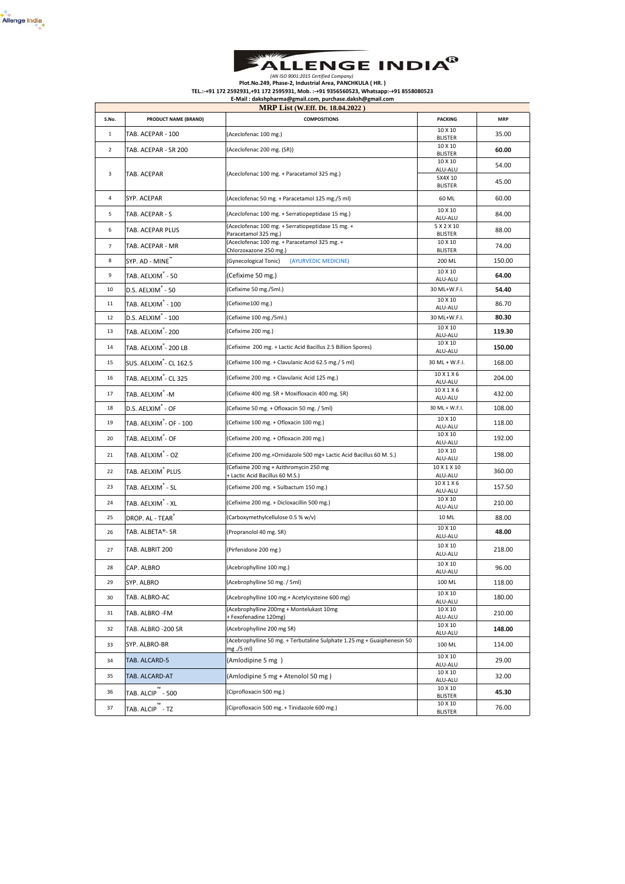# ALLENGE INDIA®

*(AN ISO 9001:2015 Certified Company)*

**Plot.No.249, Phase-2, Industrial Area, PANCHKULA ( HR. )**

**TEL.:-+91 172 2592931,+91 172 2595931, Mob. :-+91 9356560523, Whatsapp:-+91 8558080523**

**E-Mail : dakshpharma@gmail.com, purchase.daksh@gmail.com**

## MRP List (W.Eff. Dt. 18.04.2022 )

| S.No. | PRODUCT NAME (BRAND) | COMPOSITIONS | PACKING | MRP |
|---|---|---|---|---|
| 1 | TAB. ACEPAR - 100 | (Aceclofenac 100 mg.) | 10 X 10 BLISTER | 35.00 |
| 2 | TAB. ACEPAR - SR 200 | (Aceclofenac 200 mg. (SR)) | 10 X 10 BLISTER | **60.00** |
| 3 | TAB. ACEPAR | (Aceclofenac 100 mg. + Paracetamol 325 mg.) | 10 X 10 ALU-ALU | 54.00 |
| | | | 5X4X 10 BLISTER | 45.00 |
| 4 | SYP. ACEPAR | (Aceclofenac 50 mg. + Paracetamol 125 mg./5 ml) | 60 ML | 60.00 |
| 5 | TAB. ACEPAR - S | (Aceclofenac 100 mg. + Serratiopeptidase 15 mg.) | 10 X 10 ALU-ALU | 84.00 |
| 6 | TAB. ACEPAR PLUS | (Aceclofenac 100 mg. + Serratiopeptidase 15 mg. + Paracetamol 325 mg.) | 5 X 2 X 10 BLISTER | 88.00 |
| 7 | TAB. ACEPAR - MR | (Aceclofenac 100 mg. + Paracetamol 325 mg. + Chlorzoxazone 250 mg.) | 10 X 10 BLISTER | 74.00 |
| 8 | SYP. AD - MINE™ | (Gynecological Tonic) (AYURVEDIC MEDICINE) | 200 ML | 150.00 |
| 9 | TAB. AELXIM® - 50 | (Cefixime 50 mg.) | 10 X 10 ALU-ALU | **64.00** |
| 10 | D.S. AELXIM® - 50 | (Cefixime 50 mg./5ml.) | 30 ML+W.F.I. | **54.40** |
| 11 | TAB. AELXIM® - 100 | (Cefixime100 mg.) | 10 X 10 ALU-ALU | 86.70 |
| 12 | D.S. AELXIM® - 100 | (Cefixime 100 mg./5ml.) | 30 ML+W.F.I. | **80.30** |
| 13 | TAB. AELXIM® - 200 | (Cefixime 200 mg.) | 10 X 10 ALU-ALU | **119.30** |
| 14 | TAB. AELXIM® - 200 LB | (Cefixime 200 mg. + Lactic Acid Bacillus 2.5 Billion Spores) | 10 X 10 ALU-ALU | **150.00** |
| 15 | SUS. AELXIM® - CL 162.5 | (Cefixime 100 mg. + Clavulanic Acid 62.5 mg./ 5 ml) | 30 ML + W.F.I. | 168.00 |
| 16 | TAB. AELXIM® - CL 325 | (Cefixime 200 mg. + Clavulanic Acid 125 mg.) | 10 X 1 X 6 ALU-ALU | 204.00 |
| 17 | TAB. AELXIM® -M | (Cefixime 400 mg. SR + Moxifloxacin 400 mg. SR) | 10 X 1 X 6 ALU-ALU | 432.00 |
| 18 | D.S. AELXIM® - OF | (Cefixime 50 mg. + Ofloxacin 50 mg. / 5ml) | 30 ML + W.F.I. | 108.00 |
| 19 | TAB. AELXIM® - OF - 100 | (Cefixime 100 mg. + Ofloxacin 100 mg.) | 10 X 10 ALU-ALU | 118.00 |
| 20 | TAB. AELXIM® - OF | (Cefixime 200 mg. + Ofloxacin 200 mg.) | 10 X 10 ALU-ALU | 192.00 |
| 21 | TAB. AELXIM® - OZ | (Cefixime 200 mg.+Ornidazole 500 mg+ Lactic Acid Bacillus 60 M. S.) | 10 X 10 ALU-ALU | 198.00 |
| 22 | TAB. AELXIM® PLUS | (Cefixime 200 mg + Azithromycin 250 mg + Lactic Acid Bacillus 60 M.S.) | 10 X 1 X 10 ALU-ALU | 360.00 |
| 23 | TAB. AELXIM® - SL | (Cefixime 200 mg. + Sulbactum 150 mg.) | 10 X 1 X 6 ALU-ALU | 157.50 |
| 24 | TAB. AELXIM® - XL | (Cefixime 200 mg. + Dicloxacillin 500 mg.) | 10 X 10 ALU-ALU | 210.00 |
| 25 | DROP. AL - TEAR® | (Carboxymethylcellulose 0.5 % w/v) | 10 ML | 88.00 |
| 26 | TAB. ALBETA®- SR | (Propranolol 40 mg. SR) | 10 X 10 ALU-ALU | **48.00** |
| 27 | TAB. ALBRIT 200 | (Pirfenidone 200 mg ) | 10 X 10 ALU-ALU | 218.00 |
| 28 | CAP. ALBRO | (Acebrophylline 100 mg.) | 10 X 10 ALU-ALU | 96.00 |
| 29 | SYP. ALBRO | (Acebrophylline 50 mg. / 5ml) | 100 ML | 118.00 |
| 30 | TAB. ALBRO-AC | (Acebrophylline 100 mg.+ Acetylcysteine 600 mg) | 10 X 10 ALU-ALU | 180.00 |
| 31 | TAB. ALBRO -FM | (Acebrophylline 200mg + Montelukast 10mg + Fexofenadine 120mg) | 10 X 10 ALU-ALU | 210.00 |
| 32 | TAB. ALBRO -200 SR | (Acebrophylline 200 mg SR) | 10 X 10 ALU-ALU | **148.00** |
| 33 | SYP. ALBRO-BR | (Acebrophylline 50 mg. + Terbutaline Sulphate 1.25 mg + Guaiphenesin 50 mg ./5 ml) | 100 ML | 114.00 |
| 34 | TAB. ALCARD-5 | (Amlodipine 5 mg ) | 10 X 10 ALU-ALU | 29.00 |
| 35 | TAB. ALCARD-AT | (Amlodipine 5 mg + Atenolol 50 mg ) | 10 X 10 ALU-ALU | 32.00 |
| 36 | TAB. ALCIP™ - 500 | (Ciprofloxacin 500 mg.) | 10 X 10 BLISTER | **45.30** |
| 37 | TAB. ALCIP™ - TZ | (Ciprofloxacin 500 mg. + Tinidazole 600 mg.) | 10 X 10 BLISTER | 76.00 |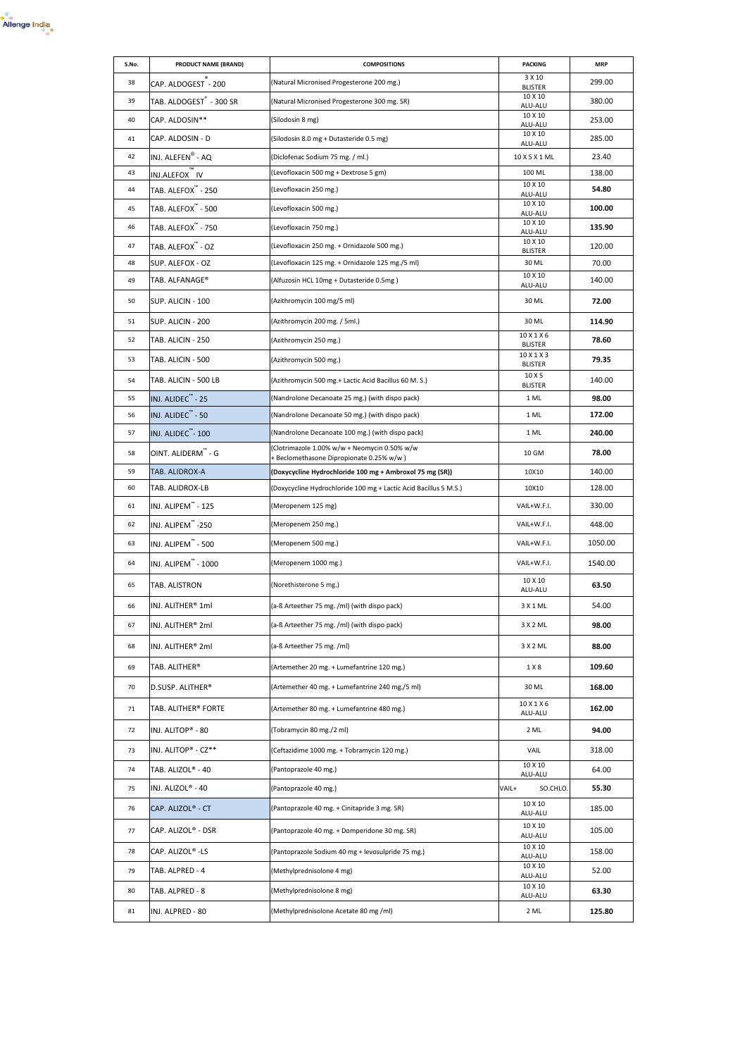| S.No. | PRODUCT NAME (BRAND) | COMPOSITIONS | PACKING | MRP |
|---|---|---|---|---|
| 38 | CAP. ALDOGEST® - 200 | (Natural Micronised Progesterone 200 mg.) | 3 X 10 BLISTER | 299.00 |
| 39 | TAB. ALDOGEST® - 300 SR | (Natural Micronised Progesterone 300 mg. SR) | 10 X 10 ALU-ALU | 380.00 |
| 40 | CAP. ALDOSIN** | (Silodosin 8 mg) | 10 X 10 ALU-ALU | 253.00 |
| 41 | CAP. ALDOSIN - D | (Silodosin 8.0 mg + Dutasteride 0.5 mg) | 10 X 10 ALU-ALU | 285.00 |
| 42 | INJ. ALEFEN® - AQ | (Diclofenac Sodium 75 mg. / ml.) | 10 X 5 X 1 ML | 23.40 |
| 43 | INJ.ALEFOX™ IV | (Levofloxacin 500 mg + Dextrose 5 gm) | 100 ML | 138.00 |
| 44 | TAB. ALEFOX™ - 250 | (Levofloxacin 250 mg.) | 10 X 10 ALU-ALU | **54.80** |
| 45 | TAB. ALEFOX™ - 500 | (Levofloxacin 500 mg.) | 10 X 10 ALU-ALU | **100.00** |
| 46 | TAB. ALEFOX™ - 750 | (Levofloxacin 750 mg.) | 10 X 10 ALU-ALU | **135.90** |
| 47 | TAB. ALEFOX™ - OZ | (Levofloxacin 250 mg. + Ornidazole 500 mg.) | 10 X 10 BLISTER | 120.00 |
| 48 | SUP. ALEFOX - OZ | (Levofloxacin 125 mg. + Ornidazole 125 mg./5 ml) | 30 ML | 70.00 |
| 49 | TAB. ALFANAGE® | (Alfuzosin HCL 10mg + Dutasteride 0.5mg ) | 10 X 10 ALU-ALU | 140.00 |
| 50 | SUP. ALICIN - 100 | (Azithromycin 100 mg/5 ml) | 30 ML | **72.00** |
| 51 | SUP. ALICIN - 200 | (Azithromycin 200 mg. / 5ml.) | 30 ML | **114.90** |
| 52 | TAB. ALICIN - 250 | (Azithromycin 250 mg.) | 10 X 1 X 6 BLISTER | **78.60** |
| 53 | TAB. ALICIN - 500 | (Azithromycin 500 mg.) | 10 X 1 X 3 BLISTER | **79.35** |
| 54 | TAB. ALICIN - 500 LB | (Azithromycin 500 mg.+ Lactic Acid Bacillus 60 M. S.) | 10 X 5 BLISTER | 140.00 |
| 55 | INJ. ALIDEC™ - 25 | (Nandrolone Decanoate 25 mg.) (with dispo pack) | 1 ML | **98.00** |
| 56 | INJ. ALIDEC™ - 50 | (Nandrolone Decanoate 50 mg.) (with dispo pack) | 1 ML | **172.00** |
| 57 | INJ. ALIDEC™ - 100 | (Nandrolone Decanoate 100 mg.) (with dispo pack) | 1 ML | **240.00** |
| 58 | OINT. ALIDERM™ - G | (Clotrimazole 1.00% w/w + Neomycin 0.50% w/w + Beclomethasone Dipropionate 0.25% w/w ) | 10 GM | **78.00** |
| 59 | TAB. ALIDROX-A | **(Doxycycline Hydrochloride 100 mg + Ambroxol 75 mg (SR))** | 10X10 | 140.00 |
| 60 | TAB. ALIDROX-LB | (Doxycycline Hydrochloride 100 mg + Lactic Acid Bacillus 5 M.S.) | 10X10 | 128.00 |
| 61 | INJ. ALIPEM™ - 125 | (Meropenem 125 mg) | VAIL+W.F.I. | 330.00 |
| 62 | INJ. ALIPEM™ -250 | (Meropenem 250 mg.) | VAIL+W.F.I. | 448.00 |
| 63 | INJ. ALIPEM™ - 500 | (Meropenem 500 mg.) | VAIL+W.F.I. | 1050.00 |
| 64 | INJ. ALIPEM™ - 1000 | (Meropenem 1000 mg.) | VAIL+W.F.I. | 1540.00 |
| 65 | TAB. ALISTRON | (Norethisterone 5 mg.) | 10 X 10 ALU-ALU | **63.50** |
| 66 | INJ. ALITHER® 1ml | (a-ß Arteether 75 mg. /ml) (with dispo pack) | 3 X 1 ML | 54.00 |
| 67 | INJ. ALITHER® 2ml | (a-ß Arteether 75 mg. /ml) (with dispo pack) | 3 X 2 ML | **98.00** |
| 68 | INJ. ALITHER® 2ml | (a-ß Arteether 75 mg. /ml) | 3 X 2 ML | **88.00** |
| 69 | TAB. ALITHER® | (Artemether 20 mg. + Lumefantrine 120 mg.) | 1 X 8 | **109.60** |
| 70 | D.SUSP. ALITHER® | (Artemether 40 mg. + Lumefantrine 240 mg./5 ml) | 30 ML | **168.00** |
| 71 | TAB. ALITHER® FORTE | (Artemether 80 mg. + Lumefantrine 480 mg.) | 10 X 1 X 6 ALU-ALU | **162.00** |
| 72 | INJ. ALITOP® - 80 | (Tobramycin 80 mg./2 ml) | 2 ML | **94.00** |
| 73 | INJ. ALITOP® - CZ** | (Ceftazidime 1000 mg. + Tobramycin 120 mg.) | VAIL | 318.00 |
| 74 | TAB. ALIZOL® - 40 | (Pantoprazole 40 mg.) | 10 X 10 ALU-ALU | 64.00 |
| 75 | INJ. ALIZOL® - 40 | (Pantoprazole 40 mg.) | VAIL+ SO.CHLO. | **55.30** |
| 76 | CAP. ALIZOL® - CT | (Pantoprazole 40 mg. + Cinitapride 3 mg. SR) | 10 X 10 ALU-ALU | 185.00 |
| 77 | CAP. ALIZOL® - DSR | (Pantoprazole 40 mg. + Domperidone 30 mg. SR) | 10 X 10 ALU-ALU | 105.00 |
| 78 | CAP. ALIZOL® -LS | (Pantoprazole Sodium 40 mg + levosulpride 75 mg.) | 10 X 10 ALU-ALU | 158.00 |
| 79 | TAB. ALPRED - 4 | (Methylprednisolone 4 mg) | 10 X 10 ALU-ALU | 52.00 |
| 80 | TAB. ALPRED - 8 | (Methylprednisolone 8 mg) | 10 X 10 ALU-ALU | **63.30** |
| 81 | INJ. ALPRED - 80 | (Methylprednisolone Acetate 80 mg /ml) | 2 ML | **125.80** |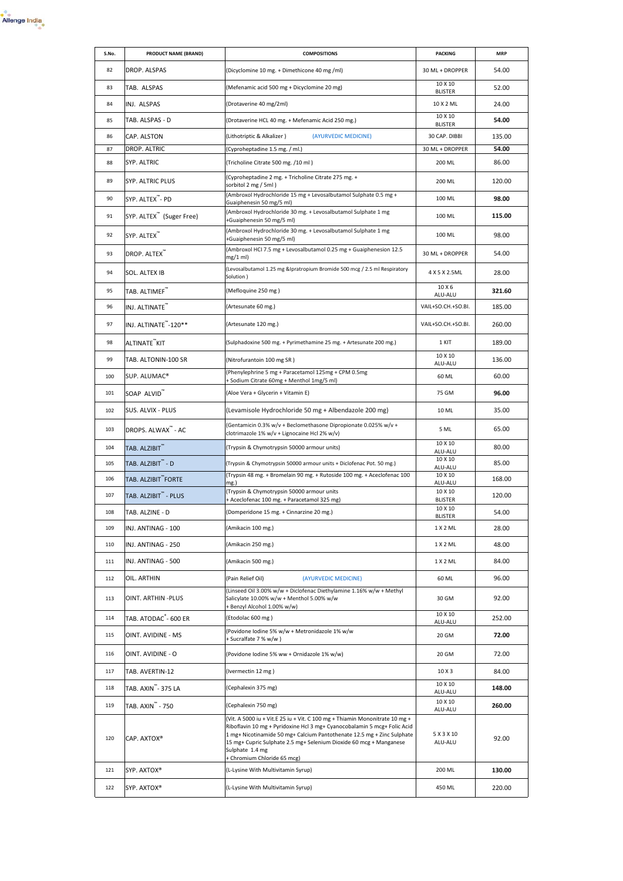| S.No. | PRODUCT NAME (BRAND) | COMPOSITIONS | PACKING | MRP |
|---|---|---|---|---|
| 82 | DROP. ALSPAS | (Dicyclomine 10 mg. + Dimethicone 40 mg /ml) | 30 ML + DROPPER | 54.00 |
| 83 | TAB. ALSPAS | (Mefenamic acid 500 mg + Dicyclomine 20 mg) | 10 X 10 BLISTER | 52.00 |
| 84 | INJ. ALSPAS | (Drotaverine 40 mg/2ml) | 10 X 2 ML | 24.00 |
| 85 | TAB. ALSPAS - D | (Drotaverine HCL 40 mg. + Mefenamic Acid 250 mg.) | 10 X 10 BLISTER | **54.00** |
| 86 | CAP. ALSTON | (Lithotriptic & Alkalizer) (AYURVEDIC MEDICINE) | 30 CAP. DIBBI | 135.00 |
| 87 | DROP. ALTRIC | (Cyproheptadine 1.5 mg. / ml.) | 30 ML + DROPPER | **54.00** |
| 88 | SYP. ALTRIC | (Tricholine Citrate 500 mg. /10 ml ) | 200 ML | 86.00 |
| 89 | SYP. ALTRIC PLUS | (Cyproheptadine 2 mg. + Tricholine Citrate 275 mg. + sorbitol 2 mg / 5ml ) | 200 ML | 120.00 |
| 90 | SYP. ALTEX™ - PD | (Ambroxol Hydrochloride 15 mg + Levosalbutamol Sulphate 0.5 mg + Guaiphenesin 50 mg/5 ml) | 100 ML | **98.00** |
| 91 | SYP. ALTEX™ (Suger Free) | (Ambroxol Hydrochloride 30 mg. + Levosalbutamol Sulphate 1 mg +Guaiphenesin 50 mg/5 ml) | 100 ML | **115.00** |
| 92 | SYP. ALTEX™ | (Ambroxol Hydrochloride 30 mg. + Levosalbutamol Sulphate 1 mg +Guaiphenesin 50 mg/5 ml) | 100 ML | 98.00 |
| 93 | DROP. ALTEX™ | (Ambroxol HCl 7.5 mg + Levosalbutamol 0.25 mg + Guaiphenesion 12.5 mg/1 ml) | 30 ML + DROPPER | 54.00 |
| 94 | SOL. ALTEX IB | (Levosalbutamol 1.25 mg &Ipratropium Bromide 500 mcg / 2.5 ml Respiratory Solution ) | 4 X 5 X 2.5ML | 28.00 |
| 95 | TAB. ALTIMEF™ | (Mefloquine 250 mg ) | 10 X 6 ALU-ALU | **321.60** |
| 96 | INJ. ALTINATE™ | (Artesunate 60 mg.) | VAIL+SO.CH.+SO.BI. | 185.00 |
| 97 | INJ. ALTINATE™-120** | (Artesunate 120 mg.) | VAIL+SO.CH.+SO.BI. | 260.00 |
| 98 | ALTINATE™ KIT | (Sulphadoxine 500 mg. + Pyrimethamine 25 mg. + Artesunate 200 mg.) | 1 KIT | 189.00 |
| 99 | TAB. ALTONIN-100 SR | (Nitrofurantoin 100 mg SR ) | 10 X 10 ALU-ALU | 136.00 |
| 100 | SUP. ALUMAC® | (Phenylephrine 5 mg + Paracetamol 125mg + CPM 0.5mg + Sodium Citrate 60mg + Menthol 1mg/5 ml) | 60 ML | 60.00 |
| 101 | SOAP ALVID™ | (Aloe Vera + Glycerin + Vitamin E) | 75 GM | **96.00** |
| 102 | SUS. ALVIX - PLUS | (Levamisole Hydrochloride 50 mg + Albendazole 200 mg) | 10 ML | 35.00 |
| 103 | DROPS. ALWAX™ - AC | (Gentamicin 0.3% w/v + Beclomethasone Dipropionate 0.025% w/v + clotrimazole 1% w/v + Lignocaine Hcl 2% w/v) | 5 ML | 65.00 |
| 104 | TAB. ALZIBIT™ | (Trypsin & Chymotrypsin 50000 armour units) | 10 X 10 ALU-ALU | 80.00 |
| 105 | TAB. ALZIBIT™ - D | (Trypsin & Chymotrypsin 50000 armour units + Diclofenac Pot. 50 mg.) | 10 X 10 ALU-ALU | 85.00 |
| 106 | TAB. ALZIBIT™ FORTE | (Trypsin 48 mg. + Bromelain 90 mg. + Rutoside 100 mg. + Aceclofenac 100 mg.) | 10 X 10 ALU-ALU | 168.00 |
| 107 | TAB. ALZIBIT™ - PLUS | (Trypsin & Chymotrypsin 50000 armour units + Aceclofenac 100 mg. + Paracetamol 325 mg) | 10 X 10 BLISTER | 120.00 |
| 108 | TAB. ALZINE - D | (Domperidone 15 mg. + Cinnarzine 20 mg.) | 10 X 10 BLISTER | 54.00 |
| 109 | INJ. ANTINAG - 100 | (Amikacin 100 mg.) | 1 X 2 ML | 28.00 |
| 110 | INJ. ANTINAG - 250 | (Amikacin 250 mg.) | 1 X 2 ML | 48.00 |
| 111 | INJ. ANTINAG - 500 | (Amikacin 500 mg.) | 1 X 2 ML | 84.00 |
| 112 | OIL. ARTHIN | (Pain Relief Oil) (AYURVEDIC MEDICINE) | 60 ML | 96.00 |
| 113 | OINT. ARTHIN -PLUS | (Linseed Oil 3.00% w/w + Diclofenac Diethylamine 1.16% w/w + Methyl Salicylate 10.00% w/w + Menthol 5.00% w/w + Benzyl Alcohol 1.00% w/w) | 30 GM | 92.00 |
| 114 | TAB. ATODAC® - 600 ER | (Etodolac 600 mg ) | 10 X 10 ALU-ALU | 252.00 |
| 115 | OINT. AVIDINE - MS | (Povidone Iodine 5% w/w + Metronidazole 1% w/w + Sucralfate 7 % w/w ) | 20 GM | **72.00** |
| 116 | OINT. AVIDINE - O | (Povidone Iodine 5% ww + Ornidazole 1% w/w) | 20 GM | 72.00 |
| 117 | TAB. AVERTIN-12 | (Ivermectin 12 mg ) | 10 X 3 | 84.00 |
| 118 | TAB. AXIN™- 375 LA | (Cephalexin 375 mg) | 10 X 10 ALU-ALU | **148.00** |
| 119 | TAB. AXIN™ - 750 | (Cephalexin 750 mg) | 10 X 10 ALU-ALU | **260.00** |
| 120 | CAP. AXTOX® | (Vit. A 5000 iu + Vit.E 25 iu + Vit. C 100 mg + Thiamin Mononitrate 10 mg + Riboflavin 10 mg + Pyridoxine Hcl 3 mg+ Cyanocobalamin 5 mcg+ Folic Acid 1 mg+ Nicotinamide 50 mg+ Calcium Pantothenate 12.5 mg + Zinc Sulphate 15 mg+ Cupric Sulphate 2.5 mg+ Selenium Dioxide 60 mcg + Manganese Sulphate 1.4 mg + Chromium Chloride 65 mcg) | 5 X 3 X 10 ALU-ALU | 92.00 |
| 121 | SYP. AXTOX® | (L-Lysine With Multivitamin Syrup) | 200 ML | **130.00** |
| 122 | SYP. AXTOX® | (L-Lysine With Multivitamin Syrup) | 450 ML | 220.00 |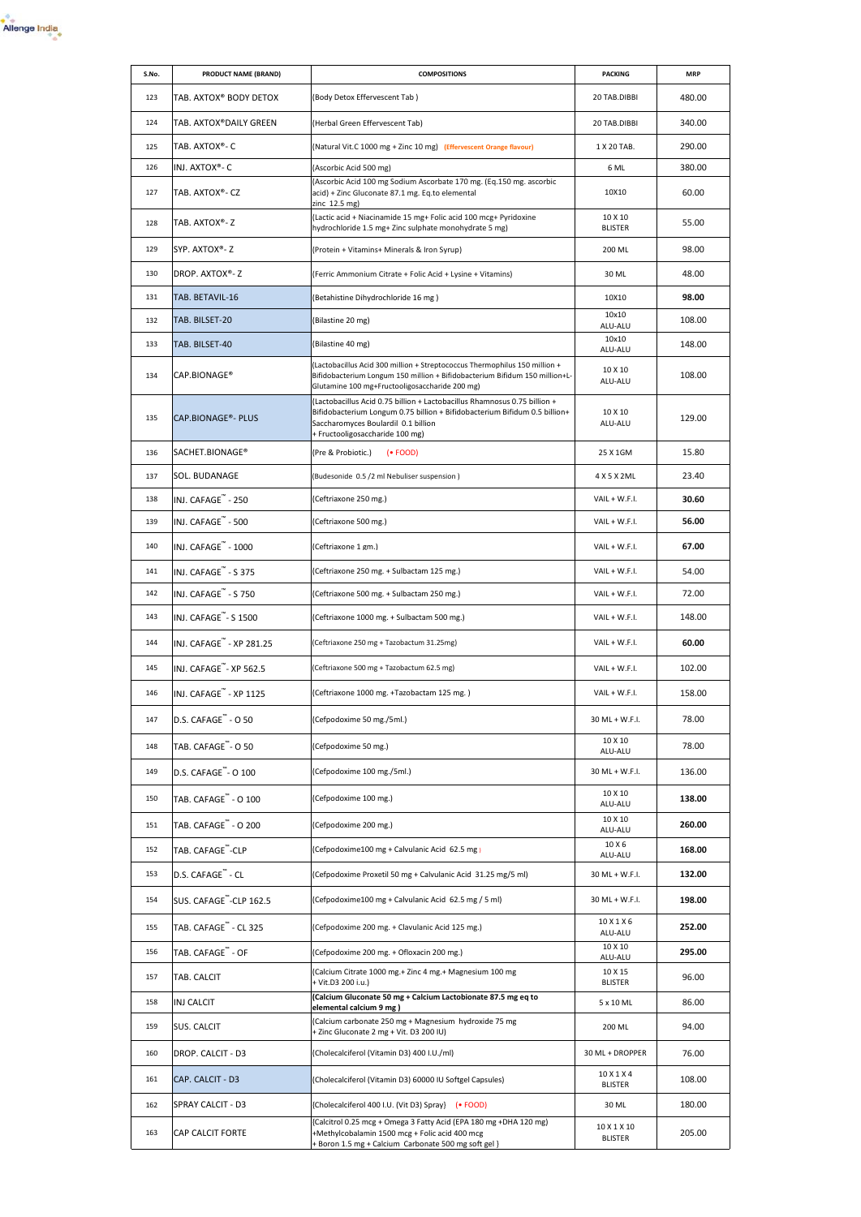| S.No. | PRODUCT NAME (BRAND) | COMPOSITIONS | PACKING | MRP |
|---|---|---|---|---|
| 123 | TAB. AXTOX® BODY DETOX | (Body Detox Effervescent Tab ) | 20 TAB.DIBBI | 480.00 |
| 124 | TAB. AXTOX®DAILY GREEN | (Herbal Green Effervescent Tab) | 20 TAB.DIBBI | 340.00 |
| 125 | TAB. AXTOX®- C | (Natural Vit.C 1000 mg + Zinc 10 mg) (Effervescent Orange flavour) | 1 X 20 TAB. | 290.00 |
| 126 | INJ. AXTOX®- C | (Ascorbic Acid 500 mg) | 6 ML | 380.00 |
| 127 | TAB. AXTOX®- CZ | (Ascorbic Acid 100 mg Sodium Ascorbate 170 mg. (Eq.150 mg. ascorbic acid) + Zinc Gluconate 87.1 mg. Eq.to elemental zinc 12.5 mg) | 10X10 | 60.00 |
| 128 | TAB. AXTOX®- Z | (Lactic acid + Niacinamide 15 mg+ Folic acid 100 mcg+ Pyridoxine hydrochloride 1.5 mg+ Zinc sulphate monohydrate 5 mg) | 10 X 10 BLISTER | 55.00 |
| 129 | SYP. AXTOX®- Z | (Protein + Vitamins+ Minerals & Iron Syrup) | 200 ML | 98.00 |
| 130 | DROP. AXTOX®- Z | (Ferric Ammonium Citrate + Folic Acid + Lysine + Vitamins) | 30 ML | 48.00 |
| 131 | TAB. BETAVIL-16 | (Betahistine Dihydrochloride 16 mg ) | 10X10 | **98.00** |
| 132 | TAB. BILSET-20 | (Bilastine 20 mg) | 10x10 ALU-ALU | 108.00 |
| 133 | TAB. BILSET-40 | (Bilastine 40 mg) | 10x10 ALU-ALU | 148.00 |
| 134 | CAP.BIONAGE® | (Lactobacillus Acid 300 million + Streptococcus Thermophilus 150 million + Bifidobacterium Longum 150 million + Bifidobacterium Bifidum 150 million+L-Glutamine 100 mg+Fructooligosaccharide 200 mg) | 10 X 10 ALU-ALU | 108.00 |
| 135 | CAP.BIONAGE®- PLUS | (Lactobacillus Acid 0.75 billion + Lactobacillus Rhamnosus 0.75 billion + Bifidobacterium Longum 0.75 billion + Bifidobacterium Bifidum 0.5 billion+ Saccharomyces Boulardil 0.1 billion + Fructooligosaccharide 100 mg) | 10 X 10 ALU-ALU | 129.00 |
| 136 | SACHET.BIONAGE® | (Pre & Probiotic.) (• FOOD) | 25 X 1GM | 15.80 |
| 137 | SOL. BUDANAGE | (Budesonide 0.5 /2 ml Nebuliser suspension ) | 4 X 5 X 2ML | 23.40 |
| 138 | INJ. CAFAGE™ - 250 | (Ceftriaxone 250 mg.) | VAIL + W.F.I. | **30.60** |
| 139 | INJ. CAFAGE™ - 500 | (Ceftriaxone 500 mg.) | VAIL + W.F.I. | **56.00** |
| 140 | INJ. CAFAGE™ - 1000 | (Ceftriaxone 1 gm.) | VAIL + W.F.I. | **67.00** |
| 141 | INJ. CAFAGE™ - S 375 | (Ceftriaxone 250 mg. + Sulbactam 125 mg.) | VAIL + W.F.I. | 54.00 |
| 142 | INJ. CAFAGE™ - S 750 | (Ceftriaxone 500 mg. + Sulbactam 250 mg.) | VAIL + W.F.I. | 72.00 |
| 143 | INJ. CAFAGE™- S 1500 | (Ceftriaxone 1000 mg. + Sulbactam 500 mg.) | VAIL + W.F.I. | 148.00 |
| 144 | INJ. CAFAGE™ - XP 281.25 | (Ceftriaxone 250 mg + Tazobactum 31.25mg) | VAIL + W.F.I. | **60.00** |
| 145 | INJ. CAFAGE™- XP 562.5 | (Ceftriaxone 500 mg + Tazobactum 62.5 mg) | VAIL + W.F.I. | 102.00 |
| 146 | INJ. CAFAGE™ - XP 1125 | (Ceftriaxone 1000 mg. +Tazobactam 125 mg. ) | VAIL + W.F.I. | 158.00 |
| 147 | D.S. CAFAGE™ - O 50 | (Cefpodoxime 50 mg./5ml.) | 30 ML + W.F.I. | 78.00 |
| 148 | TAB. CAFAGE™- O 50 | (Cefpodoxime 50 mg.) | 10 X 10 ALU-ALU | 78.00 |
| 149 | D.S. CAFAGE™- O 100 | (Cefpodoxime 100 mg./5ml.) | 30 ML + W.F.I. | 136.00 |
| 150 | TAB. CAFAGE™ - O 100 | (Cefpodoxime 100 mg.) | 10 X 10 ALU-ALU | **138.00** |
| 151 | TAB. CAFAGE™ - O 200 | (Cefpodoxime 200 mg.) | 10 X 10 ALU-ALU | **260.00** |
| 152 | TAB. CAFAGE™-CLP | (Cefpodoxime100 mg + Calvulanic Acid 62.5 mg ) | 10 X 6 ALU-ALU | **168.00** |
| 153 | D.S. CAFAGE™ - CL | (Cefpodoxime Proxetil 50 mg + Calvulanic Acid 31.25 mg/5 ml) | 30 ML + W.F.I. | **132.00** |
| 154 | SUS. CAFAGE™-CLP 162.5 | (Cefpodoxime100 mg + Calvulanic Acid 62.5 mg / 5 ml) | 30 ML + W.F.I. | **198.00** |
| 155 | TAB. CAFAGE™ - CL 325 | (Cefpodoxime 200 mg. + Clavulanic Acid 125 mg.) | 10 X 1 X 6 ALU-ALU | **252.00** |
| 156 | TAB. CAFAGE™ - OF | (Cefpodoxime 200 mg. + Ofloxacin 200 mg.) | 10 X 10 ALU-ALU | **295.00** |
| 157 | TAB. CALCIT | (Calcium Citrate 1000 mg.+ Zinc 4 mg.+ Magnesium 100 mg + Vit.D3 200 i.u.) | 10 X 15 BLISTER | 96.00 |
| 158 | INJ CALCIT | **(Calcium Gluconate 50 mg + Calcium Lactobionate 87.5 mg eq to elemental calcium 9 mg )** | 5 x 10 ML | 86.00 |
| 159 | SUS. CALCIT | (Calcium carbonate 250 mg + Magnesium hydroxide 75 mg + Zinc Gluconate 2 mg + Vit. D3 200 IU) | 200 ML | 94.00 |
| 160 | DROP. CALCIT - D3 | (Cholecalciferol (Vitamin D3) 400 I.U./ml) | 30 ML + DROPPER | 76.00 |
| 161 | CAP. CALCIT - D3 | (Cholecalciferol (Vitamin D3) 60000 IU Softgel Capsules) | 10 X 1 X 4 BLISTER | 108.00 |
| 162 | SPRAY CALCIT - D3 | (Cholecalciferol 400 I.U. (Vit D3) Spray) (• FOOD) | 30 ML | 180.00 |
| 163 | CAP CALCIT FORTE | (Calcitrol 0.25 mcg + Omega 3 Fatty Acid (EPA 180 mg +DHA 120 mg) +Methylcobalamin 1500 mcg + Folic acid 400 mcg + Boron 1.5 mg + Calcium Carbonate 500 mg soft gel ) | 10 X 1 X 10 BLISTER | 205.00 |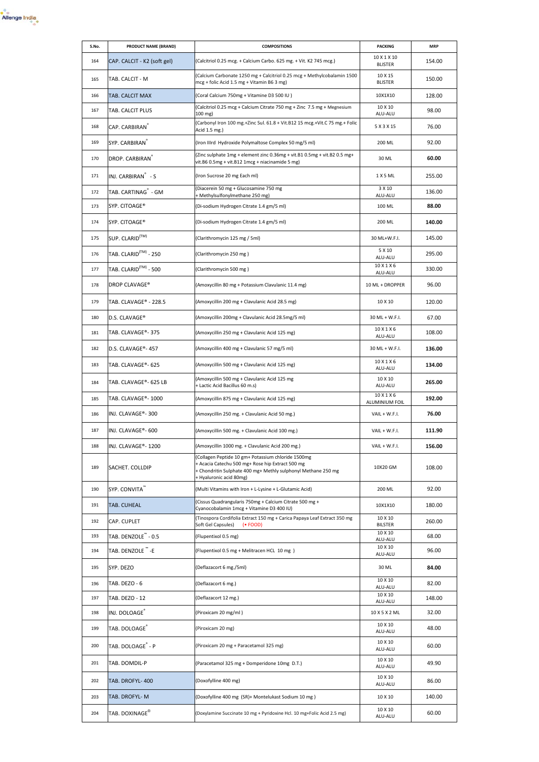| S.No. | PRODUCT NAME (BRAND) | COMPOSITIONS | PACKING | MRP |
|---|---|---|---|---|
| 164 | CAP. CALCIT - K2 (soft gel) | (Calcitriol 0.25 mcg. + Calcium Carbo. 625 mg. + Vit. K2 745 mcg.) | 10 X 1 X 10 BLISTER | 154.00 |
| 165 | TAB. CALCIT - M | (Calcium Carbonate 1250 mg + Calcitriol 0.25 mcg + Methylcobalamin 1500 mcg + folic Acid 1.5 mg + Vitamin B6 3 mg) | 10 X 15 BLISTER | 150.00 |
| 166 | TAB. CALCIT MAX | (Coral Calcium 750mg + Vitamine D3 500 IU ) | 10X1X10 | 128.00 |
| 167 | TAB. CALCIT PLUS | (Calcitriol 0.25 mcg + Calcium Citrate 750 mg + Zinc 7.5 mg + Megnesium 100 mg) | 10 X 10 ALU-ALU | 98.00 |
| 168 | CAP. CARBIRAN® | (Carbonyl Iron 100 mg.+Zinc Sul. 61.8 + Vit.B12 15 mcg.+Vit.C 75 mg.+ Folic Acid 1.5 mg.) | 5 X 3 X 15 | 76.00 |
| 169 | SYP. CARBIRAN® | (Iron IIIrd Hydroxide Polymaltose Complex 50 mg/5 ml) | 200 ML | 92.00 |
| 170 | DROP. CARBIRAN® | (Zinc sulphate 1mg + element zinc 0.36mg + vit.B1 0.5mg + vit.B2 0.5 mg+ vit.B6 0.5mg + vit.B12 1mcg + niacinamide 5 mg) | 30 ML | **60.00** |
| 171 | INJ. CARBIRAN® - S | (Iron Sucrose 20 mg Each ml) | 1 X 5 ML | 255.00 |
| 172 | TAB. CARTINAG® - GM | (Diacerein 50 mg + Glucosamine 750 mg + Methylsulfonylmethane 250 mg) | 3 X 10 ALU-ALU | 136.00 |
| 173 | SYP. CITOAGE® | (Di-sodium Hydrogen Citrate 1.4 gm/5 ml) | 100 ML | **88.00** |
| 174 | SYP. CITOAGE® | (Di-sodium Hydrogen Citrate 1.4 gm/5 ml) | 200 ML | **140.00** |
| 175 | SUP. CLARID(TM) | (Clarithromycin 125 mg / 5ml) | 30 ML+W.F.I. | 145.00 |
| 176 | TAB. CLARID(TM) - 250 | (Clarithromycin 250 mg ) | 5 X 10 ALU-ALU | 295.00 |
| 177 | TAB. CLARID(TM) - 500 | (Clarithromycin 500 mg ) | 10 X 1 X 6 ALU-ALU | 330.00 |
| 178 | DROP CLAVAGE® | (Amoxycillin 80 mg + Potassium Clavulanic 11.4 mg) | 10 ML + DROPPER | 96.00 |
| 179 | TAB. CLAVAGE® - 228.5 | (Amoxycillin 200 mg + Clavulanic Acid 28.5 mg) | 10 X 10 | 120.00 |
| 180 | D.S. CLAVAGE® | (Amoxycillin 200mg + Clavulanic Acid 28.5mg/5 ml) | 30 ML + W.F.I. | 67.00 |
| 181 | TAB. CLAVAGE®- 375 | (Amoxycillin 250 mg + Clavulanic Acid 125 mg) | 10 X 1 X 6 ALU-ALU | 108.00 |
| 182 | D.S. CLAVAGE®- 457 | (Amoxycillin 400 mg + Clavulanic 57 mg/5 ml) | 30 ML + W.F.I. | **136.00** |
| 183 | TAB. CLAVAGE®- 625 | (Amoxycillin 500 mg + Clavulanic Acid 125 mg) | 10 X 1 X 6 ALU-ALU | **134.00** |
| 184 | TAB. CLAVAGE®- 625 LB | (Amoxycillin 500 mg + Clavulanic Acid 125 mg + Lactic Acid Bacillus 60 m.s) | 10 X 10 ALU-ALU | **265.00** |
| 185 | TAB. CLAVAGE®- 1000 | (Amoxycillin 875 mg + Clavulanic Acid 125 mg) | 10 X 1 X 6 ALUMINIUM FOIL | **192.00** |
| 186 | INJ. CLAVAGE®- 300 | (Amoxycillin 250 mg. + Clavulanic Acid 50 mg.) | VAIL + W.F.I. | **76.00** |
| 187 | INJ. CLAVAGE®- 600 | (Amoxycillin 500 mg. + Clavulanic Acid 100 mg.) | VAIL + W.F.I. | **111.90** |
| 188 | INJ. CLAVAGE®- 1200 | (Amoxycillin 1000 mg. + Clavulanic Acid 200 mg.) | VAIL + W.F.I. | **156.00** |
| 189 | SACHET. COLLDIP | (Collagen Peptide 10 gm+ Potassium chloride 1500mg + Acacia Catechu 500 mg+ Rose hip Extract 500 mg + Chondritin Sulphate 400 mg+ Methly sulphonyl Methane 250 mg + Hyaluronic acid 80mg) | 10X20 GM | 108.00 |
| 190 | SYP. CONVITA™ | (Multi Vitamins with Iron + L-Lysine + L-Glutamic Acid) | 200 ML | 92.00 |
| 191 | TAB. CUHEAL | (Cissus Quadrangularis 750mg + Calcium Citrate 500 mg + Cyanocobalamin 1mcg + Vitamine D3 400 IU) | 10X1X10 | 180.00 |
| 192 | CAP. CUPLET | (Tinospora Cordifolia Extract 150 mg + Carica Papaya Leaf Extract 350 mg Soft Gel Capsules) (• FOOD) | 10 X 10 BILSTER | 260.00 |
| 193 | TAB. DENZOLE™ - 0.5 | (Flupentixol 0.5 mg) | 10 X 10 ALU-ALU | 68.00 |
| 194 | TAB. DENZOLE ™ -E | (Flupentixol 0.5 mg + Melitracen HCL 10 mg ) | 10 X 10 ALU-ALU | 96.00 |
| 195 | SYP. DEZO | (Deflazacort 6 mg./5ml) | 30 ML | **84.00** |
| 196 | TAB. DEZO - 6 | (Deflazacort 6 mg.) | 10 X 10 ALU-ALU | 82.00 |
| 197 | TAB. DEZO - 12 | (Deflazacort 12 mg.) | 10 X 10 ALU-ALU | 148.00 |
| 198 | INJ. DOLOAGE® | (Piroxicam 20 mg/ml ) | 10 X 5 X 2 ML | 32.00 |
| 199 | TAB. DOLOAGE® | (Piroxicam 20 mg) | 10 X 10 ALU-ALU | 48.00 |
| 200 | TAB. DOLOAGE® - P | (Piroxicam 20 mg + Paracetamol 325 mg) | 10 X 10 ALU-ALU | 60.00 |
| 201 | TAB. DOMDIL-P | (Paracetamol 325 mg + Domperidone 10mg D.T.) | 10 X 10 ALU-ALU | 49.90 |
| 202 | TAB. DROFYL- 400 | (Doxofylline 400 mg) | 10 X 10 ALU-ALU | 86.00 |
| 203 | TAB. DROFYL- M | (Doxofylline 400 mg (SR)+ Montelukast Sodium 10 mg ) | 10 X 10 | 140.00 |
| 204 | TAB. DOXINAGE® | (Doxylamine Succinate 10 mg + Pyridoxine Hcl. 10 mg+Folic Acid 2.5 mg) | 10 X 10 ALU-ALU | 60.00 |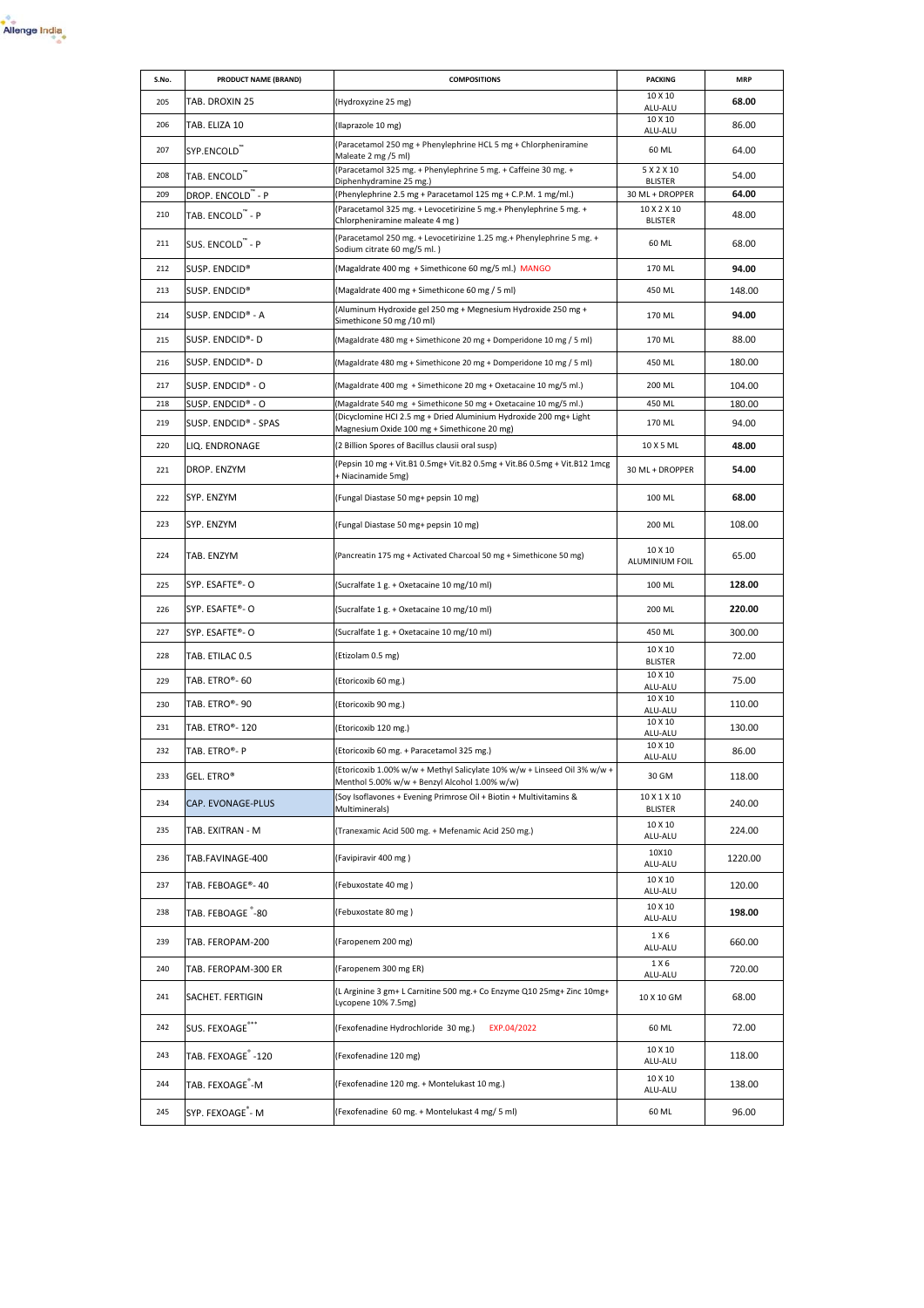| S.No. | PRODUCT NAME (BRAND) | COMPOSITIONS | PACKING | MRP |
|---|---|---|---|---|
| 205 | TAB. DROXIN 25 | (Hydroxyzine 25 mg) | 10 X 10 ALU-ALU | **68.00** |
| 206 | TAB. ELIZA 10 | (Ilaprazole 10 mg) | 10 X 10 ALU-ALU | 86.00 |
| 207 | SYP.ENCOLD™ | (Paracetamol 250 mg + Phenylephrine HCL 5 mg + Chlorpheniramine Maleate 2 mg /5 ml) | 60 ML | 64.00 |
| 208 | TAB. ENCOLD™ | (Paracetamol 325 mg. + Phenylephrine 5 mg. + Caffeine 30 mg. + Diphenhydramine 25 mg.) | 5 X 2 X 10 BLISTER | 54.00 |
| 209 | DROP. ENCOLD™ - P | (Phenylephrine 2.5 mg + Paracetamol 125 mg + C.P.M. 1 mg/ml.) | 30 ML + DROPPER | **64.00** |
| 210 | TAB. ENCOLD™ - P | (Paracetamol 325 mg. + Levocetirizine 5 mg.+ Phenylephrine 5 mg. + Chlorpheniramine maleate 4 mg ) | 10 X 2 X 10 BLISTER | 48.00 |
| 211 | SUS. ENCOLD™ - P | (Paracetamol 250 mg. + Levocetirizine 1.25 mg.+ Phenylephrine 5 mg. + Sodium citrate 60 mg/5 ml. ) | 60 ML | 68.00 |
| 212 | SUSP. ENDCID® | (Magaldrate 400 mg + Simethicone 60 mg/5 ml.) MANGO | 170 ML | **94.00** |
| 213 | SUSP. ENDCID® | (Magaldrate 400 mg + Simethicone 60 mg / 5 ml) | 450 ML | 148.00 |
| 214 | SUSP. ENDCID® - A | (Aluminum Hydroxide gel 250 mg + Megnesium Hydroxide 250 mg + Simethicone 50 mg /10 ml) | 170 ML | **94.00** |
| 215 | SUSP. ENDCID®- D | (Magaldrate 480 mg + Simethicone 20 mg + Domperidone 10 mg / 5 ml) | 170 ML | 88.00 |
| 216 | SUSP. ENDCID®- D | (Magaldrate 480 mg + Simethicone 20 mg + Domperidone 10 mg / 5 ml) | 450 ML | 180.00 |
| 217 | SUSP. ENDCID® - O | (Magaldrate 400 mg + Simethicone 20 mg + Oxetacaine 10 mg/5 ml.) | 200 ML | 104.00 |
| 218 | SUSP. ENDCID® - O | (Magaldrate 540 mg + Simethicone 50 mg + Oxetacaine 10 mg/5 ml.) | 450 ML | 180.00 |
| 219 | SUSP. ENDCID® - SPAS | (Dicyclomine HCl 2.5 mg + Dried Aluminium Hydroxide 200 mg+ Light Magnesium Oxide 100 mg + Simethicone 20 mg) | 170 ML | 94.00 |
| 220 | LIQ. ENDRONAGE | (2 Billion Spores of Bacillus clausii oral susp) | 10 X 5 ML | **48.00** |
| 221 | DROP. ENZYM | (Pepsin 10 mg + Vit.B1 0.5mg+ Vit.B2 0.5mg + Vit.B6 0.5mg + Vit.B12 1mcg + Niacinamide 5mg) | 30 ML + DROPPER | **54.00** |
| 222 | SYP. ENZYM | (Fungal Diastase 50 mg+ pepsin 10 mg) | 100 ML | **68.00** |
| 223 | SYP. ENZYM | (Fungal Diastase 50 mg+ pepsin 10 mg) | 200 ML | 108.00 |
| 224 | TAB. ENZYM | (Pancreatin 175 mg + Activated Charcoal 50 mg + Simethicone 50 mg) | 10 X 10 ALUMINIUM FOIL | 65.00 |
| 225 | SYP. ESAFTE®- O | (Sucralfate 1 g. + Oxetacaine 10 mg/10 ml) | 100 ML | **128.00** |
| 226 | SYP. ESAFTE®- O | (Sucralfate 1 g. + Oxetacaine 10 mg/10 ml) | 200 ML | **220.00** |
| 227 | SYP. ESAFTE®- O | (Sucralfate 1 g. + Oxetacaine 10 mg/10 ml) | 450 ML | 300.00 |
| 228 | TAB. ETILAC 0.5 | (Etizolam 0.5 mg) | 10 X 10 BLISTER | 72.00 |
| 229 | TAB. ETRO®- 60 | (Etoricoxib 60 mg.) | 10 X 10 ALU-ALU | 75.00 |
| 230 | TAB. ETRO®- 90 | (Etoricoxib 90 mg.) | 10 X 10 ALU-ALU | 110.00 |
| 231 | TAB. ETRO®- 120 | (Etoricoxib 120 mg.) | 10 X 10 ALU-ALU | 130.00 |
| 232 | TAB. ETRO®- P | (Etoricoxib 60 mg. + Paracetamol 325 mg.) | 10 X 10 ALU-ALU | 86.00 |
| 233 | GEL. ETRO® | (Etoricoxib 1.00% w/w + Methyl Salicylate 10% w/w + Linseed Oil 3% w/w + Menthol 5.00% w/w + Benzyl Alcohol 1.00% w/w) | 30 GM | 118.00 |
| 234 | CAP. EVONAGE-PLUS | (Soy Isoflavones + Evening Primrose Oil + Biotin + Multivitamins & Multiminerals) | 10 X 1 X 10 BLISTER | 240.00 |
| 235 | TAB. EXITRAN - M | (Tranexamic Acid 500 mg. + Mefenamic Acid 250 mg.) | 10 X 10 ALU-ALU | 224.00 |
| 236 | TAB.FAVINAGE-400 | (Favipiravir 400 mg ) | 10X10 ALU-ALU | 1220.00 |
| 237 | TAB. FEBOAGE®- 40 | (Febuxostate 40 mg ) | 10 X 10 ALU-ALU | 120.00 |
| 238 | TAB. FEBOAGE®-80 | (Febuxostate 80 mg ) | 10 X 10 ALU-ALU | **198.00** |
| 239 | TAB. FEROPAM-200 | (Faropenem 200 mg) | 1 X 6 ALU-ALU | 660.00 |
| 240 | TAB. FEROPAM-300 ER | (Faropenem 300 mg ER) | 1 X 6 ALU-ALU | 720.00 |
| 241 | SACHET. FERTIGIN | (L Arginine 3 gm+ L Carnitine 500 mg.+ Co Enzyme Q10 25mg+ Zinc 10mg+ Lycopene 10% 7.5mg) | 10 X 10 GM | 68.00 |
| 242 | SUS. FEXOAGE*** | (Fexofenadine Hydrochloride 30 mg.) EXP.04/2022 | 60 ML | 72.00 |
| 243 | TAB. FEXOAGE® -120 | (Fexofenadine 120 mg) | 10 X 10 ALU-ALU | 118.00 |
| 244 | TAB. FEXOAGE®-M | (Fexofenadine 120 mg. + Montelukast 10 mg.) | 10 X 10 ALU-ALU | 138.00 |
| 245 | SYP. FEXOAGE®- M | (Fexofenadine 60 mg. + Montelukast 4 mg/ 5 ml) | 60 ML | 96.00 |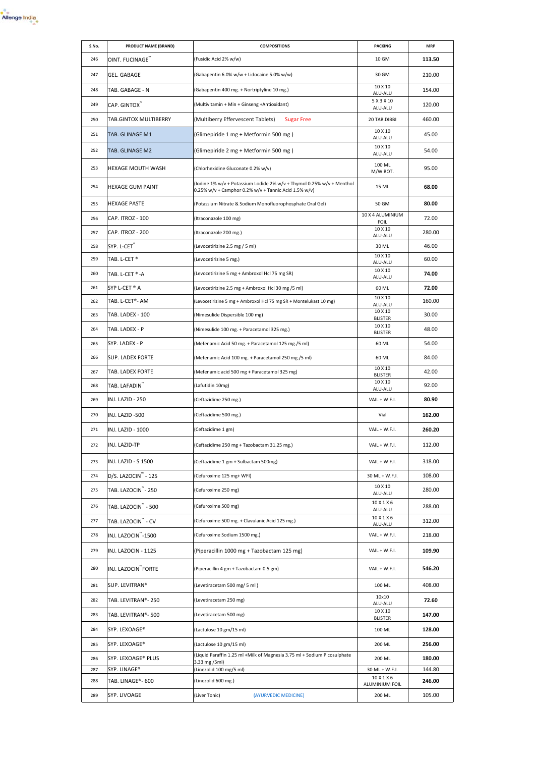| S.No. | PRODUCT NAME (BRAND) | COMPOSITIONS | PACKING | MRP |
|---|---|---|---|---|
| 246 | OINT. FUCINAGE™ | (Fusidic Acid 2% w/w) | 10 GM | **113.50** |
| 247 | GEL. GABAGE | (Gabapentin 6.0% w/w + Lidocaine 5.0% w/w) | 30 GM | 210.00 |
| 248 | TAB. GABAGE - N | (Gabapentin 400 mg. + Nortriptyline 10 mg.) | 10 X 10 ALU-ALU | 154.00 |
| 249 | CAP. GINTOX™ | (Multivitamin + Min + Ginseng +Antioxidant) | 5 X 3 X 10 ALU-ALU | 120.00 |
| 250 | TAB.GINTOX MULTIBERRY | (Multiberry Effervescent Tablets) Sugar Free | 20 TAB.DIBBI | 460.00 |
| 251 | TAB. GLINAGE M1 | (Glimepiride 1 mg + Metformin 500 mg ) | 10 X 10 ALU-ALU | 45.00 |
| 252 | TAB. GLINAGE M2 | (Glimepiride 2 mg + Metformin 500 mg ) | 10 X 10 ALU-ALU | 54.00 |
| 253 | HEXAGE MOUTH WASH | (Chlorhexidine Gluconate 0.2% w/v) | 100 ML M/W BOT. | 95.00 |
| 254 | HEXAGE GUM PAINT | (Iodine 1% w/v + Potassium Lodide 2% w/v + Thymol 0.25% w/v + Menthol 0.25% w/v + Camphor 0.2% w/v + Tannic Acid 1.5% w/v) | 15 ML | **68.00** |
| 255 | HEXAGE PASTE | (Potassium Nitrate & Sodium Monofluorophosphate Oral Gel) | 50 GM | **80.00** |
| 256 | CAP. ITROZ - 100 | (Itraconazole 100 mg) | 10 X 4 ALUMINIUM FOIL | 72.00 |
| 257 | CAP. ITROZ - 200 | (Itraconazole 200 mg.) | 10 X 10 ALU-ALU | 280.00 |
| 258 | SYP. L-CET® | (Levocetirizine 2.5 mg / 5 ml) | 30 ML | 46.00 |
| 259 | TAB. L-CET ® | (Levocetirizine 5 mg.) | 10 X 10 ALU-ALU | 60.00 |
| 260 | TAB. L-CET ® -A | (Levocetirizine 5 mg + Ambroxol Hcl 75 mg SR) | 10 X 10 ALU-ALU | **74.00** |
| 261 | SYP L-CET ® A | (Levocetirizine 2.5 mg + Ambroxol Hcl 30 mg /5 ml) | 60 ML | **72.00** |
| 262 | TAB. L-CET®- AM | (Levocetirizine 5 mg + Ambroxol Hcl 75 mg SR + Montelukast 10 mg) | 10 X 10 ALU-ALU | 160.00 |
| 263 | TAB. LADEX - 100 | (Nimesulide Dispersible 100 mg) | 10 X 10 BLISTER | 30.00 |
| 264 | TAB. LADEX - P | (Nimesulide 100 mg. + Paracetamol 325 mg.) | 10 X 10 BLISTER | 48.00 |
| 265 | SYP. LADEX - P | (Mefenamic Acid 50 mg. + Paracetamol 125 mg./5 ml) | 60 ML | 54.00 |
| 266 | SUP. LADEX FORTE | (Mefenamic Acid 100 mg. + Paracetamol 250 mg./5 ml) | 60 ML | 84.00 |
| 267 | TAB. LADEX FORTE | (Mefenamic acid 500 mg + Paracetamol 325 mg) | 10 X 10 BLISTER | 42.00 |
| 268 | TAB. LAFADIN™ | (Lafutidin 10mg) | 10 X 10 ALU-ALU | 92.00 |
| 269 | INJ. LAZID - 250 | (Ceftazidime 250 mg.) | VAIL + W.F.I. | **80.90** |
| 270 | INJ. LAZID -500 | (Ceftazidime 500 mg.) | Vial | **162.00** |
| 271 | INJ. LAZID - 1000 | (Ceftazidime 1 gm) | VAIL + W.F.I. | **260.20** |
| 272 | INJ. LAZID-TP | (Ceftazidime 250 mg + Tazobactam 31.25 mg.) | VAIL + W.F.I. | 112.00 |
| 273 | INJ. LAZID - S 1500 | (Ceftazidime 1 gm + Sulbactam 500mg) | VAIL + W.F.I. | 318.00 |
| 274 | D/S. LAZOCIN™ - 125 | (Cefuroxime 125 mg+ WFI) | 30 ML + W.F.I. | 108.00 |
| 275 | TAB. LAZOCIN™- 250 | (Cefuroxime 250 mg) | 10 X 10 ALU-ALU | 280.00 |
| 276 | TAB. LAZOCIN™ - 500 | (Cefuroxime 500 mg) | 10 X 1 X 6 ALU-ALU | 288.00 |
| 277 | TAB. LAZOCIN™ - CV | (Cefuroxime 500 mg. + Clavulanic Acid 125 mg.) | 10 X 1 X 6 ALU-ALU | 312.00 |
| 278 | INJ. LAZOCIN™-1500 | (Cefuroxime Sodium 1500 mg.) | VAIL + W.F.I. | 218.00 |
| 279 | INJ. LAZOCIN - 1125 | (Piperacillin 1000 mg + Tazobactam 125 mg) | VAIL + W.F.I. | **109.90** |
| 280 | INJ. LAZOCIN™FORTE | (Piperacillin 4 gm + Tazobactam 0.5 gm) | VAIL + W.F.I. | **546.20** |
| 281 | SUP. LEVITRAN® | (Levetiracetam 500 mg/ 5 ml ) | 100 ML | 408.00 |
| 282 | TAB. LEVITRAN®- 250 | (Levetiracetam 250 mg) | 10x10 ALU-ALU | **72.60** |
| 283 | TAB. LEVITRAN®- 500 | (Levetiracetam 500 mg) | 10 X 10 BLISTER | **147.00** |
| 284 | SYP. LEXOAGE® | (Lactulose 10 gm/15 ml) | 100 ML | **128.00** |
| 285 | SYP. LEXOAGE® | (Lactulose 10 gm/15 ml) | 200 ML | **256.00** |
| 286 | SYP. LEXOAGE® PLUS | (Liquid Paraffin 1.25 ml +Milk of Magnesia 3.75 ml + Sodium Picosulphate 3.33 mg /5ml) | 200 ML | **180.00** |
| 287 | SYP. LINAGE® | (Linezolid 100 mg/5 ml) | 30 ML + W.F.I. | 144.80 |
| 288 | TAB. LINAGE®- 600 | (Linezolid 600 mg.) | 10 X 1 X 6 ALUMINIUM FOIL | **246.00** |
| 289 | SYP. LIVOAGE | (Liver Tonic) (AYURVEDIC MEDICINE) | 200 ML | 105.00 |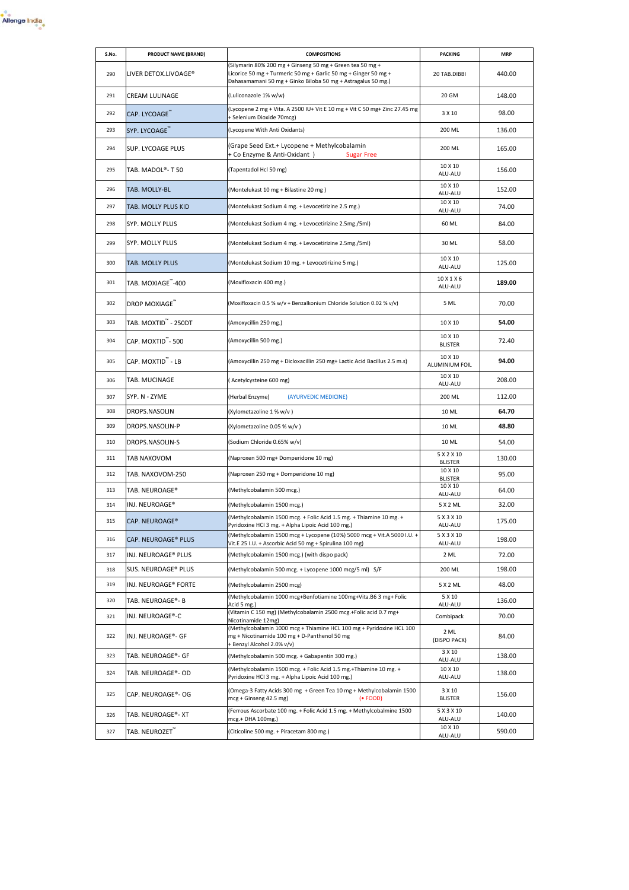| S.No. | PRODUCT NAME (BRAND) | COMPOSITIONS | PACKING | MRP |
|---|---|---|---|---|
| 290 | LIVER DETOX.LIVOAGE® | (Silymarin 80% 200 mg + Ginseng 50 mg + Green tea 50 mg + Licorice 50 mg + Turmeric 50 mg + Garlic 50 mg + Ginger 50 mg + Dahasamamani 50 mg + Ginko Biloba 50 mg + Astragalus 50 mg.) | 20 TAB.DIBBI | 440.00 |
| 291 | CREAM LULINAGE | (Luliconazole 1% w/w) | 20 GM | 148.00 |
| 292 | CAP. LYCOAGE™ | (Lycopene 2 mg + Vita. A 2500 IU+ Vit E 10 mg + Vit C 50 mg+ Zinc 27.45 mg + Selenium Dioxide 70mcg) | 3 X 10 | 98.00 |
| 293 | SYP. LYCOAGE™ | (Lycopene With Anti Oxidants) | 200 ML | 136.00 |
| 294 | SUP. LYCOAGE PLUS | (Grape Seed Ext.+ Lycopene + Methylcobalamin + Co Enzyme & Anti-Oxidant ) Sugar Free | 200 ML | 165.00 |
| 295 | TAB. MADOL®- T 50 | (Tapentadol Hcl 50 mg) | 10 X 10 ALU-ALU | 156.00 |
| 296 | TAB. MOLLY-BL | (Montelukast 10 mg + Bilastine 20 mg ) | 10 X 10 ALU-ALU | 152.00 |
| 297 | TAB. MOLLY PLUS KID | (Montelukast Sodium 4 mg. + Levocetirizine 2.5 mg.) | 10 X 10 ALU-ALU | 74.00 |
| 298 | SYP. MOLLY PLUS | (Montelukast Sodium 4 mg. + Levocetirizine 2.5mg./5ml) | 60 ML | 84.00 |
| 299 | SYP. MOLLY PLUS | (Montelukast Sodium 4 mg. + Levocetirizine 2.5mg./5ml) | 30 ML | 58.00 |
| 300 | TAB. MOLLY PLUS | (Montelukast Sodium 10 mg. + Levocetirizine 5 mg.) | 10 X 10 ALU-ALU | 125.00 |
| 301 | TAB. MOXIAGE™-400 | (Moxifloxacin 400 mg.) | 10 X 1 X 6 ALU-ALU | **189.00** |
| 302 | DROP MOXIAGE™ | (Moxifloxacin 0.5 % w/v + Benzalkonium Chloride Solution 0.02 % v/v) | 5 ML | 70.00 |
| 303 | TAB. MOXTID™ - 250DT | (Amoxycillin 250 mg.) | 10 X 10 | **54.00** |
| 304 | CAP. MOXTID™- 500 | (Amoxycillin 500 mg.) | 10 X 10 BLISTER | 72.40 |
| 305 | CAP. MOXTID™ - LB | (Amoxycillin 250 mg + Dicloxacillin 250 mg+ Lactic Acid Bacillus 2.5 m.s) | 10 X 10 ALUMINIUM FOIL | **94.00** |
| 306 | TAB. MUCINAGE | ( Acetylcysteine 600 mg) | 10 X 10 ALU-ALU | 208.00 |
| 307 | SYP. N - ZYME | (Herbal Enzyme) (AYURVEDIC MEDICINE) | 200 ML | 112.00 |
| 308 | DROPS.NASOLIN | (Xylometazoline 1 % w/v ) | 10 ML | **64.70** |
| 309 | DROPS.NASOLIN-P | (Xylometazoline 0.05 % w/v ) | 10 ML | **48.80** |
| 310 | DROPS.NASOLIN-S | (Sodium Chloride 0.65% w/v) | 10 ML | 54.00 |
| 311 | TAB NAXOVOM | (Naproxen 500 mg+ Domperidone 10 mg) | 5 X 2 X 10 BLISTER | 130.00 |
| 312 | TAB. NAXOVOM-250 | (Naproxen 250 mg + Domperidone 10 mg) | 10 X 10 BLISTER | 95.00 |
| 313 | TAB. NEUROAGE® | (Methylcobalamin 500 mcg.) | 10 X 10 ALU-ALU | 64.00 |
| 314 | INJ. NEUROAGE® | (Methylcobalamin 1500 mcg.) | 5 X 2 ML | 32.00 |
| 315 | CAP. NEUROAGE® | (Methylcobalamin 1500 mcg. + Folic Acid 1.5 mg. + Thiamine 10 mg. + Pyridoxine HCl 3 mg. + Alpha Lipoic Acid 100 mg.) | 5 X 3 X 10 ALU-ALU | 175.00 |
| 316 | CAP. NEUROAGE® PLUS | (Methylcobalamin 1500 mcg + Lycopene (10%) 5000 mcg + Vit.A 5000 I.U. + Vit.E 25 I.U. + Ascorbic Acid 50 mg + Spirulina 100 mg) | 5 X 3 X 10 ALU-ALU | 198.00 |
| 317 | INJ. NEUROAGE® PLUS | (Methylcobalamin 1500 mcg.) (with dispo pack) | 2 ML | 72.00 |
| 318 | SUS. NEUROAGE® PLUS | (Methylcobalamin 500 mcg. + Lycopene 1000 mcg/5 ml) S/F | 200 ML | 198.00 |
| 319 | INJ. NEUROAGE® FORTE | (Methylcobalamin 2500 mcg) | 5 X 2 ML | 48.00 |
| 320 | TAB. NEUROAGE®- B | (Methylcobalamin 1000 mcg+Benfotiamine 100mg+Vita.B6 3 mg+ Folic Acid 5 mg.) | 5 X 10 ALU-ALU | 136.00 |
| 321 | INJ. NEUROAGE®-C | (Vitamin C 150 mg) (Methylcobalamin 2500 mcg.+Folic acid 0.7 mg+ Nicotinamide 12mg) | Combipack | 70.00 |
| 322 | INJ. NEUROAGE®- GF | (Methylcobalamin 1000 mcg + Thiamine HCL 100 mg + Pyridoxine HCL 100 mg + Nicotinamide 100 mg + D-Panthenol 50 mg + Benzyl Alcohol 2.0% v/v) | 2 ML (DISPO PACK) | 84.00 |
| 323 | TAB. NEUROAGE®- GF | (Methylcobalamin 500 mcg. + Gabapentin 300 mg.) | 3 X 10 ALU-ALU | 138.00 |
| 324 | TAB. NEUROAGE®- OD | (Methylcobalamin 1500 mcg. + Folic Acid 1.5 mg.+Thiamine 10 mg. + Pyridoxine HCl 3 mg. + Alpha Lipoic Acid 100 mg.) | 10 X 10 ALU-ALU | 138.00 |
| 325 | CAP. NEUROAGE®- OG | (Omega-3 Fatty Acids 300 mg + Green Tea 10 mg + Methylcobalamin 1500 mcg + Ginseng 42.5 mg) (• FOOD) | 3 X 10 BLISTER | 156.00 |
| 326 | TAB. NEUROAGE®- XT | (Ferrous Ascorbate 100 mg. + Folic Acid 1.5 mg. + Methylcobalmine 1500 mcg.+ DHA 100mg.) | 5 X 3 X 10 ALU-ALU | 140.00 |
| 327 | TAB. NEUROZET™ | (Citicoline 500 mg. + Piracetam 800 mg.) | 10 X 10 ALU-ALU | 590.00 |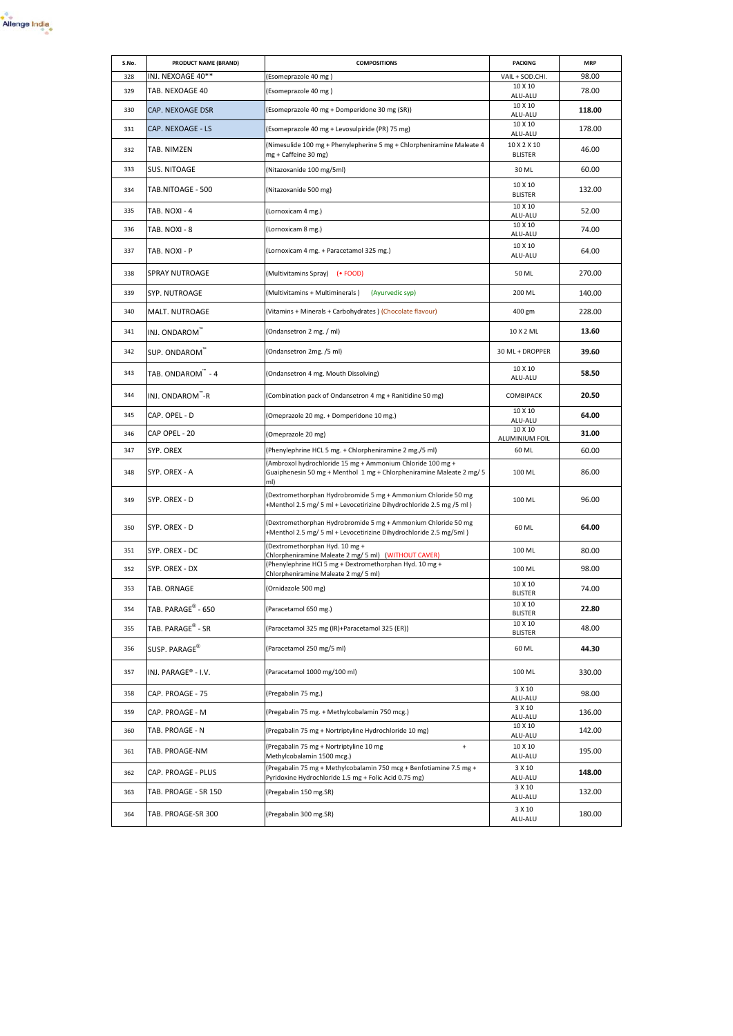| S.No. | PRODUCT NAME (BRAND) | COMPOSITIONS | PACKING | MRP |
|---|---|---|---|---|
| 328 | INJ. NEXOAGE 40** | (Esomeprazole 40 mg ) | VAIL + SOD.CHI. | 98.00 |
| 329 | TAB. NEXOAGE 40 | (Esomeprazole 40 mg ) | 10 X 10 ALU-ALU | 78.00 |
| 330 | CAP. NEXOAGE DSR | (Esomeprazole 40 mg + Domperidone 30 mg (SR)) | 10 X 10 ALU-ALU | **118.00** |
| 331 | CAP. NEXOAGE - LS | (Esomeprazole 40 mg + Levosulpiride (PR) 75 mg) | 10 X 10 ALU-ALU | 178.00 |
| 332 | TAB. NIMZEN | (Nimesulide 100 mg + Phenylepherine 5 mg + Chlorpheniramine Maleate 4 mg + Caffeine 30 mg) | 10 X 2 X 10 BLISTER | 46.00 |
| 333 | SUS. NITOAGE | (Nitazoxanide 100 mg/5ml) | 30 ML | 60.00 |
| 334 | TAB.NITOAGE - 500 | (Nitazoxanide 500 mg) | 10 X 10 BLISTER | 132.00 |
| 335 | TAB. NOXI - 4 | (Lornoxicam 4 mg.) | 10 X 10 ALU-ALU | 52.00 |
| 336 | TAB. NOXI - 8 | (Lornoxicam 8 mg.) | 10 X 10 ALU-ALU | 74.00 |
| 337 | TAB. NOXI - P | (Lornoxicam 4 mg. + Paracetamol 325 mg.) | 10 X 10 ALU-ALU | 64.00 |
| 338 | SPRAY NUTROAGE | (Multivitamins Spray) (• FOOD) | 50 ML | 270.00 |
| 339 | SYP. NUTROAGE | (Multivitamins + Multiminerals ) (Ayurvedic syp) | 200 ML | 140.00 |
| 340 | MALT. NUTROAGE | (Vitamins + Minerals + Carbohydrates ) (Chocolate flavour) | 400 gm | 228.00 |
| 341 | INJ. ONDAROM™ | (Ondansetron 2 mg. / ml) | 10 X 2 ML | **13.60** |
| 342 | SUP. ONDAROM™ | (Ondansetron 2mg. /5 ml) | 30 ML + DROPPER | **39.60** |
| 343 | TAB. ONDAROM™ - 4 | (Ondansetron 4 mg. Mouth Dissolving) | 10 X 10 ALU-ALU | **58.50** |
| 344 | INJ. ONDAROM™-R | (Combination pack of Ondansetron 4 mg + Ranitidine 50 mg) | COMBIPACK | **20.50** |
| 345 | CAP. OPEL - D | (Omeprazole 20 mg. + Domperidone 10 mg.) | 10 X 10 ALU-ALU | **64.00** |
| 346 | CAP OPEL - 20 | (Omeprazole 20 mg) | 10 X 10 ALUMINIUM FOIL | **31.00** |
| 347 | SYP. OREX | (Phenylephrine HCL 5 mg. + Chlorpheniramine 2 mg./5 ml) | 60 ML | 60.00 |
| 348 | SYP. OREX - A | (Ambroxol hydrochloride 15 mg + Ammonium Chloride 100 mg + Guaiphenesin 50 mg + Menthol 1 mg + Chlorpheniramine Maleate 2 mg/ 5 ml) | 100 ML | 86.00 |
| 349 | SYP. OREX - D | (Dextromethorphan Hydrobromide 5 mg + Ammonium Chloride 50 mg +Menthol 2.5 mg/ 5 ml + Levocetirizine Dihydrochloride 2.5 mg /5 ml ) | 100 ML | 96.00 |
| 350 | SYP. OREX - D | (Dextromethorphan Hydrobromide 5 mg + Ammonium Chloride 50 mg +Menthol 2.5 mg/ 5 ml + Levocetirizine Dihydrochloride 2.5 mg/5ml ) | 60 ML | **64.00** |
| 351 | SYP. OREX - DC | (Dextromethorphan Hyd. 10 mg + Chlorpheniramine Maleate 2 mg/ 5 ml) (WITHOUT CAVER) | 100 ML | 80.00 |
| 352 | SYP. OREX - DX | (Phenylephrine HCl 5 mg + Dextromethorphan Hyd. 10 mg + Chlorpheniramine Maleate 2 mg/ 5 ml) | 100 ML | 98.00 |
| 353 | TAB. ORNAGE | (Ornidazole 500 mg) | 10 X 10 BLISTER | 74.00 |
| 354 | TAB. PARAGE® - 650 | (Paracetamol 650 mg.) | 10 X 10 BLISTER | **22.80** |
| 355 | TAB. PARAGE® - SR | (Paracetamol 325 mg (IR)+Paracetamol 325 (ER)) | 10 X 10 BLISTER | 48.00 |
| 356 | SUSP. PARAGE® | (Paracetamol 250 mg/5 ml) | 60 ML | **44.30** |
| 357 | INJ. PARAGE® - I.V. | (Paracetamol 1000 mg/100 ml) | 100 ML | 330.00 |
| 358 | CAP. PROAGE - 75 | (Pregabalin 75 mg.) | 3 X 10 ALU-ALU | 98.00 |
| 359 | CAP. PROAGE - M | (Pregabalin 75 mg. + Methylcobalamin 750 mcg.) | 3 X 10 ALU-ALU | 136.00 |
| 360 | TAB. PROAGE - N | (Pregabalin 75 mg + Nortriptyline Hydrochloride 10 mg) | 10 X 10 ALU-ALU | 142.00 |
| 361 | TAB. PROAGE-NM | (Pregabalin 75 mg + Nortriptyline 10 mg + Methylcobalamin 1500 mcg.) | 10 X 10 ALU-ALU | 195.00 |
| 362 | CAP. PROAGE - PLUS | (Pregabalin 75 mg + Methylcobalamin 750 mcg + Benfotiamine 7.5 mg + Pyridoxine Hydrochloride 1.5 mg + Folic Acid 0.75 mg) | 3 X 10 ALU-ALU | **148.00** |
| 363 | TAB. PROAGE - SR 150 | (Pregabalin 150 mg.SR) | 3 X 10 ALU-ALU | 132.00 |
| 364 | TAB. PROAGE-SR 300 | (Pregabalin 300 mg.SR) | 3 X 10 ALU-ALU | 180.00 |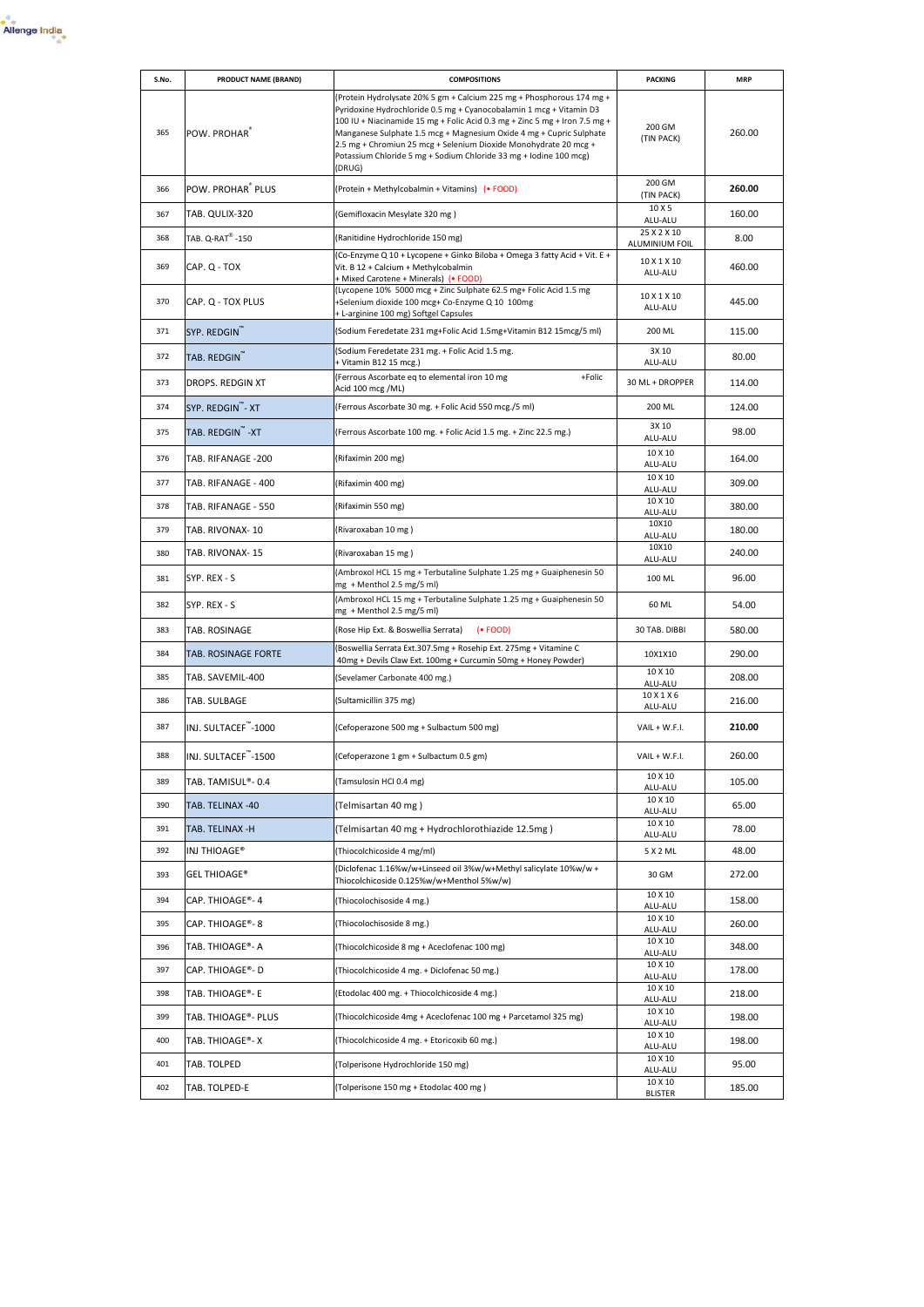| S.No. | PRODUCT NAME (BRAND) | COMPOSITIONS | PACKING | MRP |
|---|---|---|---|---|
| 365 | POW. PROHAR® | (Protein Hydrolysate 20% 5 gm + Calcium 225 mg + Phosphorous 174 mg + Pyridoxine Hydrochloride 0.5 mg + Cyanocobalamin 1 mcg + Vitamin D3 100 IU + Niacinamide 15 mg + Folic Acid 0.3 mg + Zinc 5 mg + Iron 7.5 mg + Manganese Sulphate 1.5 mcg + Magnesium Oxide 4 mg + Cupric Sulphate 2.5 mg + Chromiun 25 mcg + Selenium Dioxide Monohydrate 20 mcg + Potassium Chloride 5 mg + Sodium Chloride 33 mg + Iodine 100 mcg) (DRUG) | 200 GM (TIN PACK) | 260.00 |
| 366 | POW. PROHAR® PLUS | (Protein + Methylcobalmin + Vitamins) (• FOOD) | 200 GM (TIN PACK) | **260.00** |
| 367 | TAB. QULIX-320 | (Gemifloxacin Mesylate 320 mg ) | 10 X 5 ALU-ALU | 160.00 |
| 368 | TAB. Q-RAT® -150 | (Ranitidine Hydrochloride 150 mg) | 25 X 2 X 10 ALUMINIUM FOIL | 8.00 |
| 369 | CAP. Q - TOX | (Co-Enzyme Q 10 + Lycopene + Ginko Biloba + Omega 3 fatty Acid + Vit. E + Vit. B 12 + Calcium + Methylcobalmin + Mixed Carotene + Minerals) (• FOOD) | 10 X 1 X 10 ALU-ALU | 460.00 |
| 370 | CAP. Q - TOX PLUS | (Lycopene 10% 5000 mcg + Zinc Sulphate 62.5 mg+ Folic Acid 1.5 mg +Selenium dioxide 100 mcg+ Co-Enzyme Q 10 100mg + L-arginine 100 mg) Softgel Capsules | 10 X 1 X 10 ALU-ALU | 445.00 |
| 371 | SYP. REDGIN™ | (Sodium Feredetate 231 mg+Folic Acid 1.5mg+Vitamin B12 15mcg/5 ml) | 200 ML | 115.00 |
| 372 | TAB. REDGIN™ | (Sodium Feredetate 231 mg. + Folic Acid 1.5 mg. + Vitamin B12 15 mcg.) | 3X 10 ALU-ALU | 80.00 |
| 373 | DROPS. REDGIN XT | (Ferrous Ascorbate eq to elemental iron 10 mg +Folic Acid 100 mcg /ML) | 30 ML + DROPPER | 114.00 |
| 374 | SYP. REDGIN™- XT | (Ferrous Ascorbate 30 mg. + Folic Acid 550 mcg./5 ml) | 200 ML | 124.00 |
| 375 | TAB. REDGIN™ -XT | (Ferrous Ascorbate 100 mg. + Folic Acid 1.5 mg. + Zinc 22.5 mg.) | 3X 10 ALU-ALU | 98.00 |
| 376 | TAB. RIFANAGE -200 | (Rifaximin 200 mg) | 10 X 10 ALU-ALU | 164.00 |
| 377 | TAB. RIFANAGE - 400 | (Rifaximin 400 mg) | 10 X 10 ALU-ALU | 309.00 |
| 378 | TAB. RIFANAGE - 550 | (Rifaximin 550 mg) | 10 X 10 ALU-ALU | 380.00 |
| 379 | TAB. RIVONAX- 10 | (Rivaroxaban 10 mg ) | 10X10 ALU-ALU | 180.00 |
| 380 | TAB. RIVONAX- 15 | (Rivaroxaban 15 mg ) | 10X10 ALU-ALU | 240.00 |
| 381 | SYP. REX - S | (Ambroxol HCL 15 mg + Terbutaline Sulphate 1.25 mg + Guaiphenesin 50 mg + Menthol 2.5 mg/5 ml) | 100 ML | 96.00 |
| 382 | SYP. REX - S | (Ambroxol HCL 15 mg + Terbutaline Sulphate 1.25 mg + Guaiphenesin 50 mg + Menthol 2.5 mg/5 ml) | 60 ML | 54.00 |
| 383 | TAB. ROSINAGE | (Rose Hip Ext. & Boswellia Serrata) (• FOOD) | 30 TAB. DIBBI | 580.00 |
| 384 | TAB. ROSINAGE FORTE | (Boswellia Serrata Ext.307.5mg + Rosehip Ext. 275mg + Vitamine C 40mg + Devils Claw Ext. 100mg + Curcumin 50mg + Honey Powder) | 10X1X10 | 290.00 |
| 385 | TAB. SAVEMIL-400 | (Sevelamer Carbonate 400 mg.) | 10 X 10 ALU-ALU | 208.00 |
| 386 | TAB. SULBAGE | (Sultamicillin 375 mg) | 10 X 1 X 6 ALU-ALU | 216.00 |
| 387 | INJ. SULTACEF™-1000 | (Cefoperazone 500 mg + Sulbactum 500 mg) | VAIL + W.F.I. | **210.00** |
| 388 | INJ. SULTACEF™-1500 | (Cefoperazone 1 gm + Sulbactum 0.5 gm) | VAIL + W.F.I. | 260.00 |
| 389 | TAB. TAMISUL®- 0.4 | (Tamsulosin HCl 0.4 mg) | 10 X 10 ALU-ALU | 105.00 |
| 390 | TAB. TELINAX -40 | (Telmisartan 40 mg ) | 10 X 10 ALU-ALU | 65.00 |
| 391 | TAB. TELINAX -H | (Telmisartan 40 mg + Hydrochlorothiazide 12.5mg ) | 10 X 10 ALU-ALU | 78.00 |
| 392 | INJ THIOAGE® | (Thiocolchicoside 4 mg/ml) | 5 X 2 ML | 48.00 |
| 393 | GEL THIOAGE® | (Diclofenac 1.16%w/w+Linseed oil 3%w/w+Methyl salicylate 10%w/w + Thiocolchicoside 0.125%w/w+Menthol 5%w/w) | 30 GM | 272.00 |
| 394 | CAP. THIOAGE®- 4 | (Thiocolochisoside 4 mg.) | 10 X 10 ALU-ALU | 158.00 |
| 395 | CAP. THIOAGE®- 8 | (Thiocolochisoside 8 mg.) | 10 X 10 ALU-ALU | 260.00 |
| 396 | TAB. THIOAGE®- A | (Thiocolchicoside 8 mg + Aceclofenac 100 mg) | 10 X 10 ALU-ALU | 348.00 |
| 397 | CAP. THIOAGE®- D | (Thiocolchicoside 4 mg. + Diclofenac 50 mg.) | 10 X 10 ALU-ALU | 178.00 |
| 398 | TAB. THIOAGE®- E | (Etodolac 400 mg. + Thiocolchicoside 4 mg.) | 10 X 10 ALU-ALU | 218.00 |
| 399 | TAB. THIOAGE®- PLUS | (Thiocolchicoside 4mg + Aceclofenac 100 mg + Parcetamol 325 mg) | 10 X 10 ALU-ALU | 198.00 |
| 400 | TAB. THIOAGE®- X | (Thiocolchicoside 4 mg. + Etoricoxib 60 mg.) | 10 X 10 ALU-ALU | 198.00 |
| 401 | TAB. TOLPED | (Tolperisone Hydrochloride 150 mg) | 10 X 10 ALU-ALU | 95.00 |
| 402 | TAB. TOLPED-E | (Tolperisone 150 mg + Etodolac 400 mg ) | 10 X 10 BLISTER | 185.00 |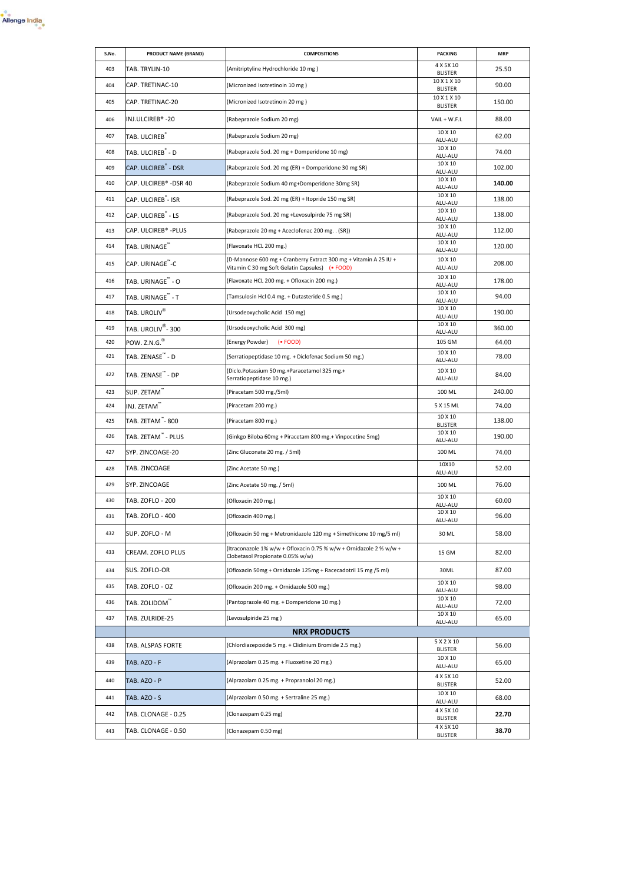| S.No. | PRODUCT NAME (BRAND) | COMPOSITIONS | PACKING | MRP |
|---|---|---|---|---|
| 403 | TAB. TRYLIN-10 | (Amitriptyline Hydrochloride 10 mg ) | 4 X 5X 10 BLISTER | 25.50 |
| 404 | CAP. TRETINAC-10 | (Micronized Isotretinoin 10 mg ) | 10 X 1 X 10 BLISTER | 90.00 |
| 405 | CAP. TRETINAC-20 | (Micronized Isotretinoin 20 mg ) | 10 X 1 X 10 BLISTER | 150.00 |
| 406 | INJ.ULCIREB® -20 | (Rabeprazole Sodium 20 mg) | VAIL + W.F.I. | 88.00 |
| 407 | TAB. ULCIREB® | (Rabeprazole Sodium 20 mg) | 10 X 10 ALU-ALU | 62.00 |
| 408 | TAB. ULCIREB® - D | (Rabeprazole Sod. 20 mg + Domperidone 10 mg) | 10 X 10 ALU-ALU | 74.00 |
| 409 | CAP. ULCIREB® - DSR | (Rabeprazole Sod. 20 mg (ER) + Domperidone 30 mg SR) | 10 X 10 ALU-ALU | 102.00 |
| 410 | CAP. ULCIREB® -DSR 40 | (Rabeprazole Sodium 40 mg+Domperidone 30mg SR) | 10 X 10 ALU-ALU | **140.00** |
| 411 | CAP. ULCIREB® - ISR | (Rabeprazole Sod. 20 mg (ER) + Itopride 150 mg SR) | 10 X 10 ALU-ALU | 138.00 |
| 412 | CAP. ULCIREB® - LS | (Rabeprazole Sod. 20 mg +Levosulpirde 75 mg SR) | 10 X 10 ALU-ALU | 138.00 |
| 413 | CAP. ULCIREB® -PLUS | (Rabeprazole 20 mg + Aceclofenac 200 mg. . (SR)) | 10 X 10 ALU-ALU | 112.00 |
| 414 | TAB. URINAGE™ | (Flavoxate HCL 200 mg.) | 10 X 10 ALU-ALU | 120.00 |
| 415 | CAP. URINAGE™-C | (D-Mannose 600 mg + Cranberry Extract 300 mg + Vitamin A 25 IU + Vitamin C 30 mg Soft Gelatin Capsules) (• FOOD) | 10 X 10 ALU-ALU | 208.00 |
| 416 | TAB. URINAGE™ - O | (Flavoxate HCL 200 mg. + Ofloxacin 200 mg.) | 10 X 10 ALU-ALU | 178.00 |
| 417 | TAB. URINAGE™ - T | (Tamsulosin Hcl 0.4 mg. + Dutasteride 0.5 mg.) | 10 X 10 ALU-ALU | 94.00 |
| 418 | TAB. UROLIV® | (Ursodeoxycholic Acid 150 mg) | 10 X 10 ALU-ALU | 190.00 |
| 419 | TAB. UROLIV® - 300 | (Ursodeoxycholic Acid 300 mg) | 10 X 10 ALU-ALU | 360.00 |
| 420 | POW. Z.N.G.® | (Energy Powder) (• FOOD) | 105 GM | 64.00 |
| 421 | TAB. ZENASE™ - D | (Serratiopeptidase 10 mg. + Diclofenac Sodium 50 mg.) | 10 X 10 ALU-ALU | 78.00 |
| 422 | TAB. ZENASE™ - DP | (Diclo.Potassium 50 mg.+Paracetamol 325 mg.+ Serratiopeptidase 10 mg.) | 10 X 10 ALU-ALU | 84.00 |
| 423 | SUP. ZETAM™ | (Piracetam 500 mg./5ml) | 100 ML | 240.00 |
| 424 | INJ. ZETAM™ | (Piracetam 200 mg.) | 5 X 15 ML | 74.00 |
| 425 | TAB. ZETAM™ - 800 | (Piracetam 800 mg.) | 10 X 10 BLISTER | 138.00 |
| 426 | TAB. ZETAM™ - PLUS | (Ginkgo Biloba 60mg + Piracetam 800 mg.+ Vinpocetine 5mg) | 10 X 10 ALU-ALU | 190.00 |
| 427 | SYP. ZINCOAGE-20 | (Zinc Gluconate 20 mg. / 5ml) | 100 ML | 74.00 |
| 428 | TAB. ZINCOAGE | (Zinc Acetate 50 mg.) | 10X10 ALU-ALU | 52.00 |
| 429 | SYP. ZINCOAGE | (Zinc Acetate 50 mg. / 5ml) | 100 ML | 76.00 |
| 430 | TAB. ZOFLO - 200 | (Ofloxacin 200 mg.) | 10 X 10 ALU-ALU | 60.00 |
| 431 | TAB. ZOFLO - 400 | (Ofloxacin 400 mg.) | 10 X 10 ALU-ALU | 96.00 |
| 432 | SUP. ZOFLO - M | (Ofloxacin 50 mg + Metronidazole 120 mg + Simethicone 10 mg/5 ml) | 30 ML | 58.00 |
| 433 | CREAM. ZOFLO PLUS | (Itraconazole 1% w/w + Ofloxacin 0.75 % w/w + Ornidazole 2 % w/w + Clobetasol Propionate 0.05% w/w) | 15 GM | 82.00 |
| 434 | SUS. ZOFLO-OR | (Ofloxacin 50mg + Ornidazole 125mg + Racecadotril 15 mg /5 ml) | 30ML | 87.00 |
| 435 | TAB. ZOFLO - OZ | (Ofloxacin 200 mg. + Ornidazole 500 mg.) | 10 X 10 ALU-ALU | 98.00 |
| 436 | TAB. ZOLIDOM™ | (Pantoprazole 40 mg. + Domperidone 10 mg.) | 10 X 10 ALU-ALU | 72.00 |
| 437 | TAB. ZULRIDE-25 | (Levosulpiride 25 mg ) | 10 X 10 ALU-ALU | 65.00 |
| | | **NRX PRODUCTS** | | |
| 438 | TAB. ALSPAS FORTE | (Chlordiazepoxide 5 mg. + Clidinium Bromide 2.5 mg.) | 5 X 2 X 10 BLISTER | 56.00 |
| 439 | TAB. AZO - F | (Alprazolam 0.25 mg. + Fluoxetine 20 mg.) | 10 X 10 ALU-ALU | 65.00 |
| 440 | TAB. AZO - P | (Alprazolam 0.25 mg. + Propranolol 20 mg.) | 4 X 5X 10 BLISTER | 52.00 |
| 441 | TAB. AZO - S | (Alprazolam 0.50 mg. + Sertraline 25 mg.) | 10 X 10 ALU-ALU | 68.00 |
| 442 | TAB. CLONAGE - 0.25 | (Clonazepam 0.25 mg) | 4 X 5X 10 BLISTER | **22.70** |
| 443 | TAB. CLONAGE - 0.50 | (Clonazepam 0.50 mg) | 4 X 5X 10 BLISTER | **38.70** |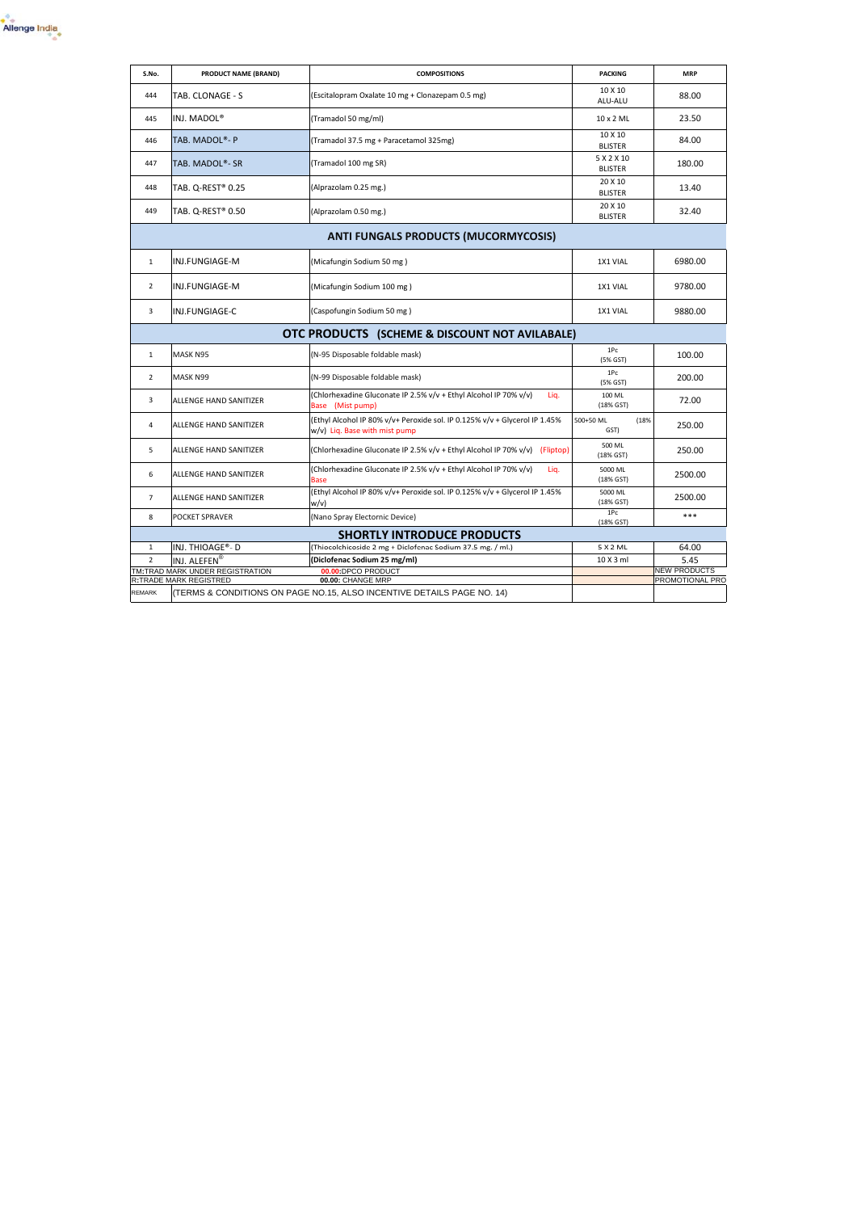| S.No. | PRODUCT NAME (BRAND) | COMPOSITIONS | PACKING | MRP |
|---|---|---|---|---|
| 444 | TAB. CLONAGE - S | (Escitalopram Oxalate 10 mg + Clonazepam 0.5 mg) | 10 X 10 ALU-ALU | 88.00 |
| 445 | INJ. MADOL® | (Tramadol 50 mg/ml) | 10 x 2 ML | 23.50 |
| 446 | TAB. MADOL®- P | (Tramadol 37.5 mg + Paracetamol 325mg) | 10 X 10 BLISTER | 84.00 |
| 447 | TAB. MADOL®- SR | (Tramadol 100 mg SR) | 5 X 2 X 10 BLISTER | 180.00 |
| 448 | TAB. Q-REST® 0.25 | (Alprazolam 0.25 mg.) | 20 X 10 BLISTER | 13.40 |
| 449 | TAB. Q-REST® 0.50 | (Alprazolam 0.50 mg.) | 20 X 10 BLISTER | 32.40 |
| **ANTI FUNGALS PRODUCTS (MUCORMYCOSIS)** | | | | |
| 1 | INJ.FUNGIAGE-M | (Micafungin Sodium 50 mg ) | 1X1 VIAL | 6980.00 |
| 2 | INJ.FUNGIAGE-M | (Micafungin Sodium 100 mg ) | 1X1 VIAL | 9780.00 |
| 3 | INJ.FUNGIAGE-C | (Caspofungin Sodium 50 mg ) | 1X1 VIAL | 9880.00 |
| **OTC PRODUCTS (SCHEME & DISCOUNT NOT AVILABALE)** | | | | |
| 1 | MASK N95 | (N-95 Disposable foldable mask) | 1Pc (5% GST) | 100.00 |
| 2 | MASK N99 | (N-99 Disposable foldable mask) | 1Pc (5% GST) | 200.00 |
| 3 | ALLENGE HAND SANITIZER | (Chlorhexadine Gluconate IP 2.5% v/v + Ethyl Alcohol IP 70% v/v) Liq. Base (Mist pump) | 100 ML (18% GST) | 72.00 |
| 4 | ALLENGE HAND SANITIZER | (Ethyl Alcohol IP 80% v/v+ Peroxide sol. IP 0.125% v/v + Glycerol IP 1.45% w/v) Liq. Base with mist pump | 500+50 ML (18% GST) | 250.00 |
| 5 | ALLENGE HAND SANITIZER | (Chlorhexadine Gluconate IP 2.5% v/v + Ethyl Alcohol IP 70% v/v) (Fliptop) | 500 ML (18% GST) | 250.00 |
| 6 | ALLENGE HAND SANITIZER | (Chlorhexadine Gluconate IP 2.5% v/v + Ethyl Alcohol IP 70% v/v) Liq. Base | 5000 ML (18% GST) | 2500.00 |
| 7 | ALLENGE HAND SANITIZER | (Ethyl Alcohol IP 80% v/v+ Peroxide sol. IP 0.125% v/v + Glycerol IP 1.45% w/v) | 5000 ML (18% GST) | 2500.00 |
| 8 | POCKET SPRAVER | (Nano Spray Electornic Device) | 1Pc (18% GST) | *** |
| **SHORTLY INTRODUCE PRODUCTS** | | | | |
| 1 | INJ. THIOAGE®- D | (Thiocolchicoside 2 mg + Diclofenac Sodium 37.5 mg. / ml.) | 5 X 2 ML | 64.00 |
| 2 | INJ. ALEFEN® | **(Diclofenac Sodium 25 mg/ml)** | 10 X 3 ml | 5.45 |
| TM:TRAD MARK UNDER REGISTRATION | | 00.00:DPCO PRODUCT | | NEW PRODUCTS |
| R:TRADE MARK REGISTRED | | 00.00: CHANGE MRP | | PROMOTIONAL PRO |
| REMARK | (TERMS & CONDITIONS ON PAGE NO.15, ALSO INCENTIVE DETAILS PAGE NO. 14) | | | |